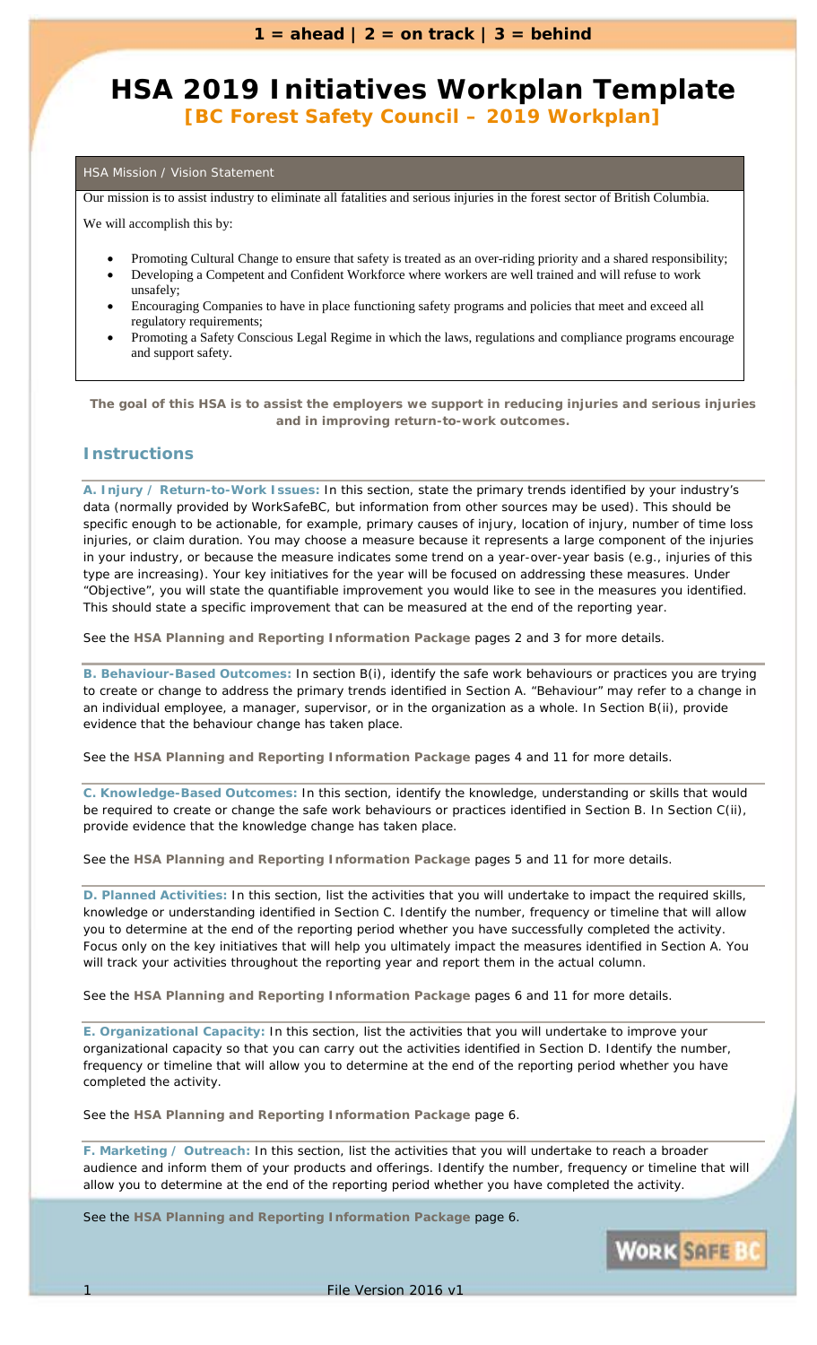**1 = ahead | 2 = on track | 3 = behind**

# HSA 2019 Initiatives Workplan Template

**[BC Forest Safety Council – 2019 Workplan]**

## HSA Mission / Vision Statement

Our mission is to assist industry to eliminate all fatalities and serious injuries in the forest sector of British Columbia.

We will accomplish this by:

- Promoting Cultural Change to ensure that safety is treated as an over-riding priority and a shared responsibility;
- Developing a Competent and Confident Workforce where workers are well trained and will refuse to work unsafely;
- Encouraging Companies to have in place functioning safety programs and policies that meet and exceed all regulatory requirements;
- Promoting a Safety Conscious Legal Regime in which the laws, regulations and compliance programs encourage and support safety.

**The goal of this HSA is to assist the employers we support in reducing injuries and serious injuries and in improving return-to-work outcomes.**

## Instructions

**A. Injury / Return-to-Work Issues:** In this section, state the primary trends identified by your industry's data (normally provided by WorkSafeBC, but information from other sources may be used). This should be specific enough to be actionable, for example, primary causes of injury, location of injury, number of time loss injuries, or claim duration. You may choose a measure because it represents a large component of the injuries in your industry, or because the measure indicates some trend on a year-over-year basis (e.g., injuries of this type are increasing). Your key initiatives for the year will be focused on addressing these measures. Under "Objective", you will state the quantifiable improvement you would like to see in the measures you identified. This should state a specific improvement that can be measured at the end of the reporting year.

See the **HSA Planning and Reporting Information Package** pages 2 and 3 for more details.

**B. Behaviour-Based Outcomes:** In section B(i), identify the safe work behaviours or practices you are trying to create or change to address the primary trends identified in Section A. "Behaviour" may refer to a change in an individual employee, a manager, supervisor, or in the organization as a whole. In Section B(ii), provide evidence that the behaviour change has taken place.

See the **HSA Planning and Reporting Information Package** pages 4 and 11 for more details.

**C. Knowledge-Based Outcomes:** In this section, identify the knowledge, understanding or skills that would be required to create or change the safe work behaviours or practices identified in Section B. In Section C(ii), provide evidence that the knowledge change has taken place.

See the **HSA Planning and Reporting Information Package** pages 5 and 11 for more details.

**D. Planned Activities:** In this section, list the activities that you will undertake to impact the required skills, knowledge or understanding identified in Section C. Identify the number, frequency or timeline that will allow you to determine at the end of the reporting period whether you have successfully completed the activity. Focus only on the key initiatives that will help you ultimately impact the measures identified in Section A. You will track your activities throughout the reporting year and report them in the actual column.

See the **HSA Planning and Reporting Information Package** pages 6 and 11 for more details.

**E. Organizational Capacity:** In this section, list the activities that you will undertake to improve your organizational capacity so that you can carry out the activities identified in Section D. Identify the number, frequency or timeline that will allow you to determine at the end of the reporting period whether you have completed the activity.

See the **HSA Planning and Reporting Information Package** page 6.

**F. Marketing / Outreach:** In this section, list the activities that you will undertake to reach a broader audience and inform them of your products and offerings. Identify the number, frequency or timeline that will allow you to determine at the end of the reporting period whether you have completed the activity.

See the **HSA Planning and Reporting Information Package** page 6.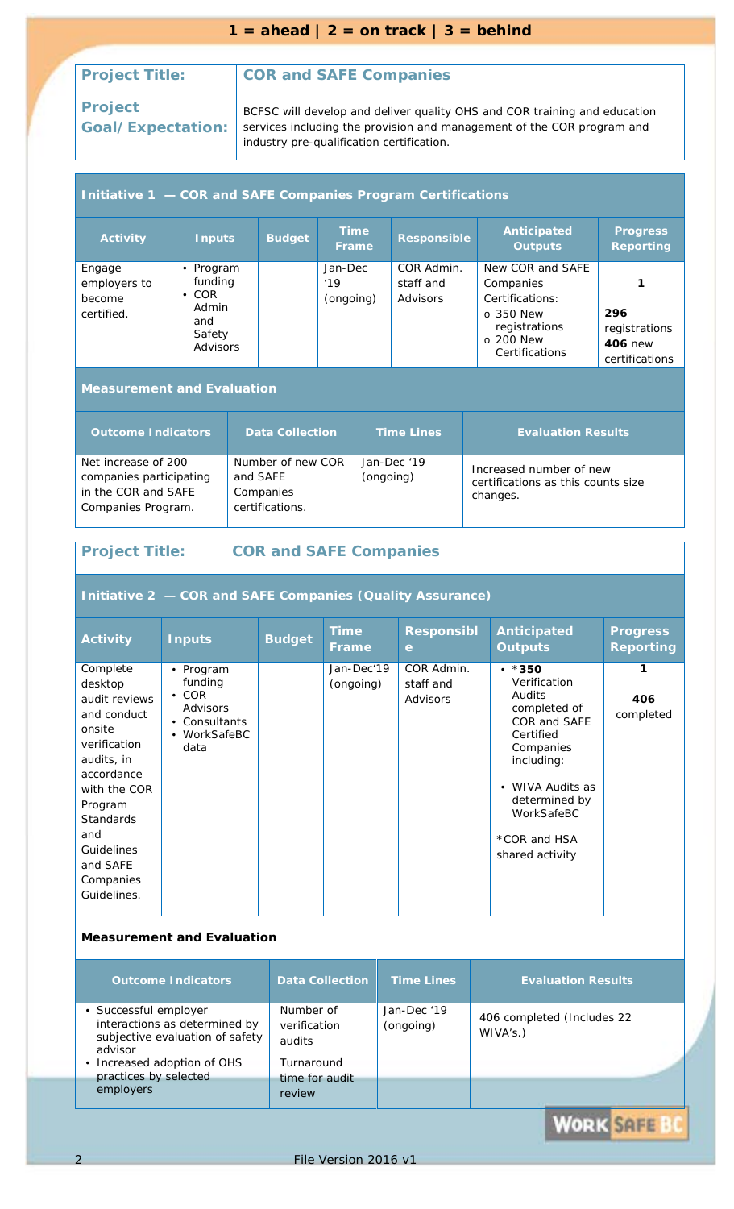**1 = ahead | 2 = on track | 3 = behind**

| **Project Title:** | **COR and SAFE Companies** |
|---|---|
| **Project Goal/Expectation:** | BCFSC will develop and deliver quality OHS and COR training and education services including the provision and management of the COR program and industry pre-qualification certification. |

## Initiative 1 — COR and SAFE Companies Program Certifications

| Activity | Inputs | Budget | Time Frame | Responsible | Anticipated Outputs | Progress Reporting |
|---|---|---|---|---|---|---|
| Engage employers to become certified. | • Program funding<br>• COR Admin and Safety Advisors | | Jan-Dec '19 (ongoing) | COR Admin. staff and Advisors | New COR and SAFE Companies Certifications:<br>o 350 New registrations<br>o 200 New Certifications | **1**<br>**296** registrations<br>**406** new certifications |

### Measurement and Evaluation

| Outcome Indicators | Data Collection | Time Lines | Evaluation Results |
|---|---|---|---|
| Net increase of 200 companies participating in the COR and SAFE Companies Program. | Number of new COR and SAFE Companies certifications. | Jan-Dec '19 (ongoing) | Increased number of new certifications as this counts size changes. |

| **Project Title:** | **COR and SAFE Companies** |
|---|---|

## Initiative 2 — COR and SAFE Companies (Quality Assurance)

| Activity | Inputs | Budget | Time Frame | Responsible | Anticipated Outputs | Progress Reporting |
|---|---|---|---|---|---|---|
| Complete desktop audit reviews and conduct onsite verification audits, in accordance with the COR Program Standards and Guidelines and SAFE Companies Guidelines. | • Program funding<br>• COR Advisors<br>• Consultants<br>• WorkSafeBC data | | Jan-Dec'19 (ongoing) | COR Admin. staff and Advisors | • ***350** Verification Audits completed of COR and SAFE Certified Companies including:<br>• WIVA Audits as determined by WorkSafeBC<br>*COR and HSA shared activity | **1**<br>**406** completed |

### Measurement and Evaluation

| Outcome Indicators | Data Collection | Time Lines | Evaluation Results |
|---|---|---|---|
| • Successful employer interactions as determined by subjective evaluation of safety advisor<br>• Increased adoption of OHS practices by selected employers | Number of verification audits<br>Turnaround time for audit review | Jan-Dec '19 (ongoing) | 406 completed (Includes 22 WIVA's.) |

File Version 2016 v1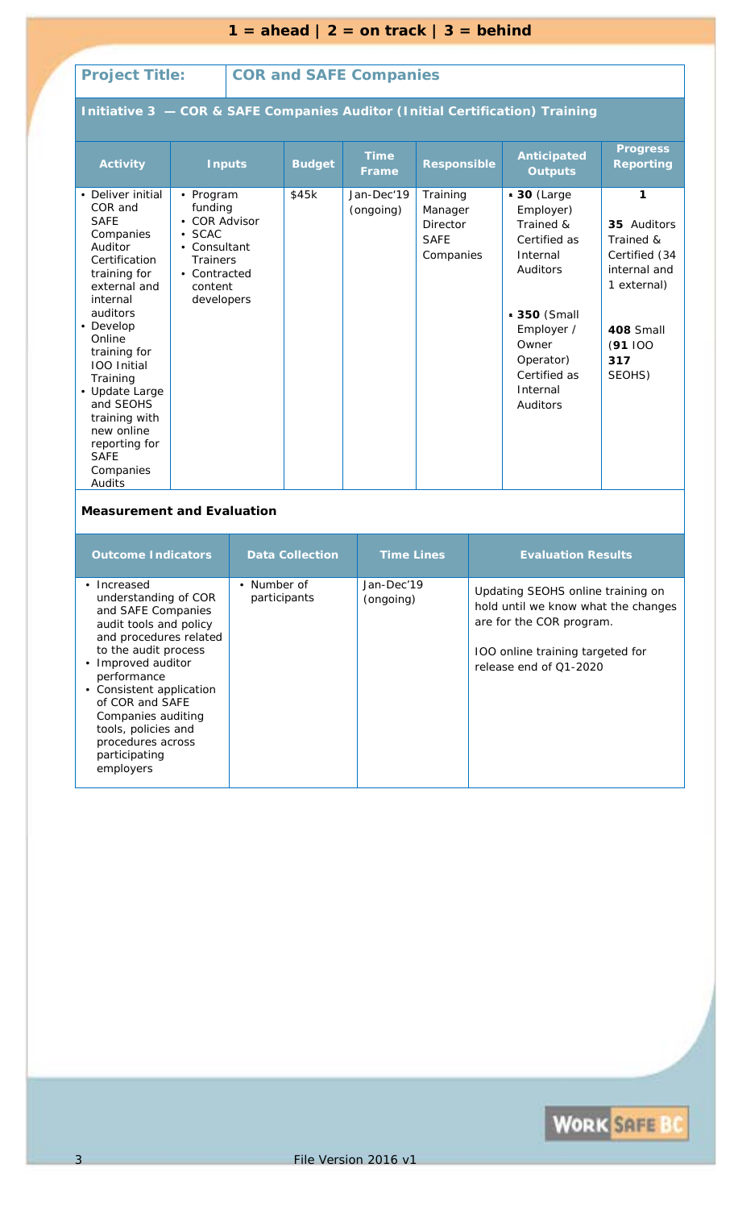**1 = ahead | 2 = on track | 3 = behind**

| **Project Title:** | **COR and SAFE Companies** |
|---|---|

**Initiative 3 — COR & SAFE Companies Auditor (Initial Certification) Training**

| Activity | Inputs | Budget | Time Frame | Responsible | Anticipated Outputs | Progress Reporting |
|---|---|---|---|---|---|---|
| • Deliver initial COR and SAFE Companies Auditor Certification training for external and internal auditors<br>• Develop Online training for IOO Initial Training<br>• Update Large and SEOHS training with new online reporting for SAFE Companies Audits | • Program funding<br>• COR Advisor<br>• SCAC<br>• Consultant Trainers<br>• Contracted content developers | $45k | Jan-Dec'19 (ongoing) | Training Manager Director SAFE Companies | • **30** (Large Employer) Trained & Certified as Internal Auditors<br><br>• **350** (Small Employer / Owner Operator) Certified as Internal Auditors | **1**<br><br>**35** Auditors Trained & Certified (34 internal and 1 external)<br><br>**408** Small (**91** IOO **317** SEOHS) |

**Measurement and Evaluation**

| Outcome Indicators | Data Collection | Time Lines | Evaluation Results |
|---|---|---|---|
| • Increased understanding of COR and SAFE Companies audit tools and policy and procedures related to the audit process<br>• Improved auditor performance<br>• Consistent application of COR and SAFE Companies auditing tools, policies and procedures across participating employers | • Number of participants | Jan-Dec'19 (ongoing) | Updating SEOHS online training on hold until we know what the changes are for the COR program.<br><br>IOO online training targeted for release end of Q1-2020 |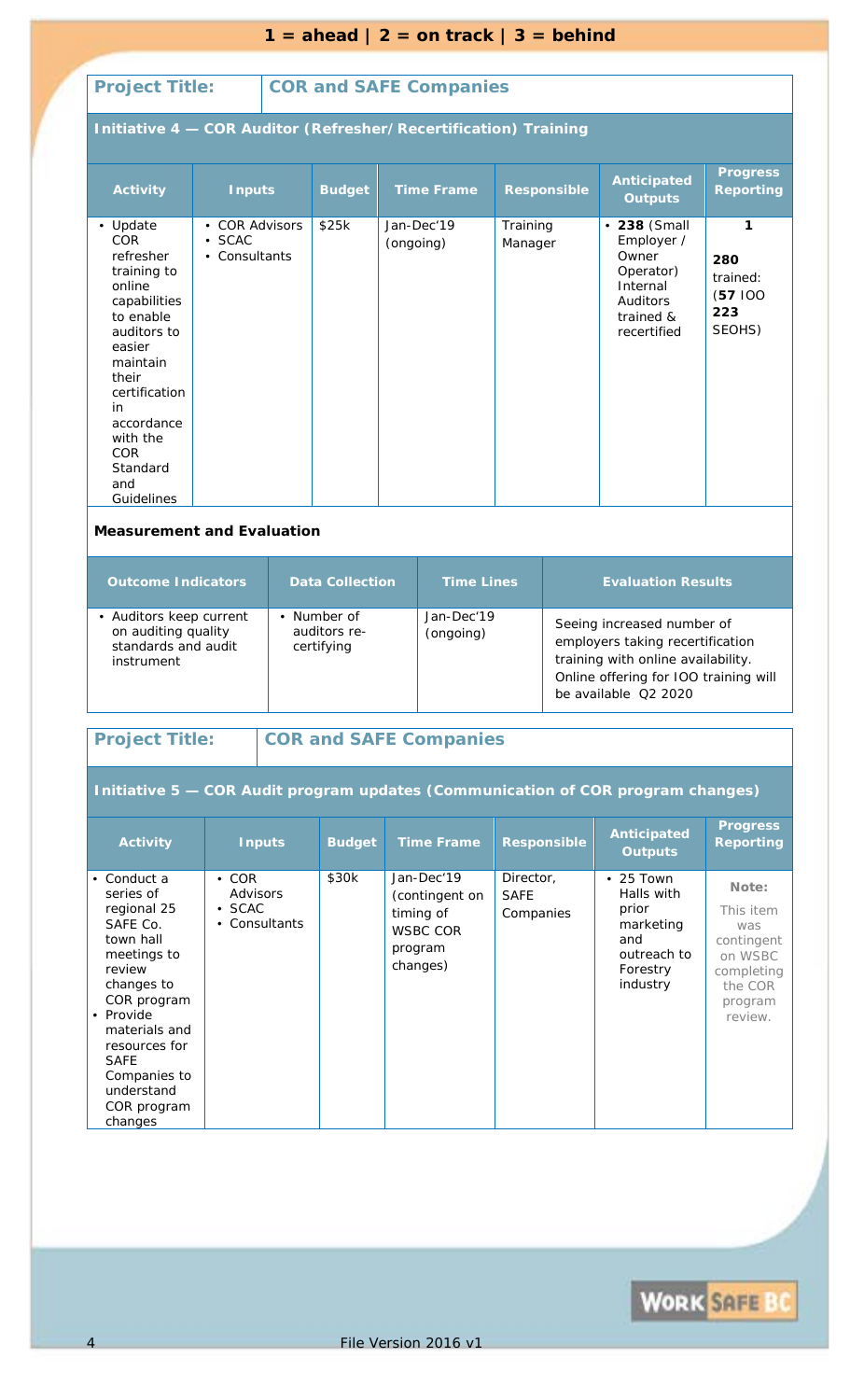**1 = ahead | 2 = on track | 3 = behind**

| **Project Title:** | **COR and SAFE Companies** |
|---|---|

**Initiative 4 — COR Auditor (Refresher/Recertification) Training**

| Activity | Inputs | Budget | Time Frame | Responsible | Anticipated Outputs | Progress Reporting |
|---|---|---|---|---|---|---|
| • Update COR refresher training to online capabilities to enable auditors to easier maintain their certification in accordance with the COR Standard and Guidelines | • COR Advisors<br>• SCAC<br>• Consultants | $25k | Jan-Dec'19 (ongoing) | Training Manager | • **238** (Small Employer / Owner Operator) Internal Auditors trained & recertified | **1**<br>**280** trained: (**57** IOO **223** SEOHS) |

**Measurement and Evaluation**

| Outcome Indicators | Data Collection | Time Lines | Evaluation Results |
|---|---|---|---|
| • Auditors keep current on auditing quality standards and audit instrument | • Number of auditors re-certifying | Jan-Dec'19 (ongoing) | Seeing increased number of employers taking recertification training with online availability. Online offering for IOO training will be available Q2 2020 |

| **Project Title:** | **COR and SAFE Companies** |
|---|---|

**Initiative 5 — COR Audit program updates (Communication of COR program changes)**

| Activity | Inputs | Budget | Time Frame | Responsible | Anticipated Outputs | Progress Reporting |
|---|---|---|---|---|---|---|
| • Conduct a series of regional 25 SAFE Co. town hall meetings to review changes to COR program<br>• Provide materials and resources for SAFE Companies to understand COR program changes | • COR Advisors<br>• SCAC<br>• Consultants | $30k | Jan-Dec'19 (contingent on timing of WSBC COR program changes) | Director, SAFE Companies | • 25 Town Halls with prior marketing and outreach to Forestry industry | **Note:** This item was contingent on WSBC completing the COR program review. |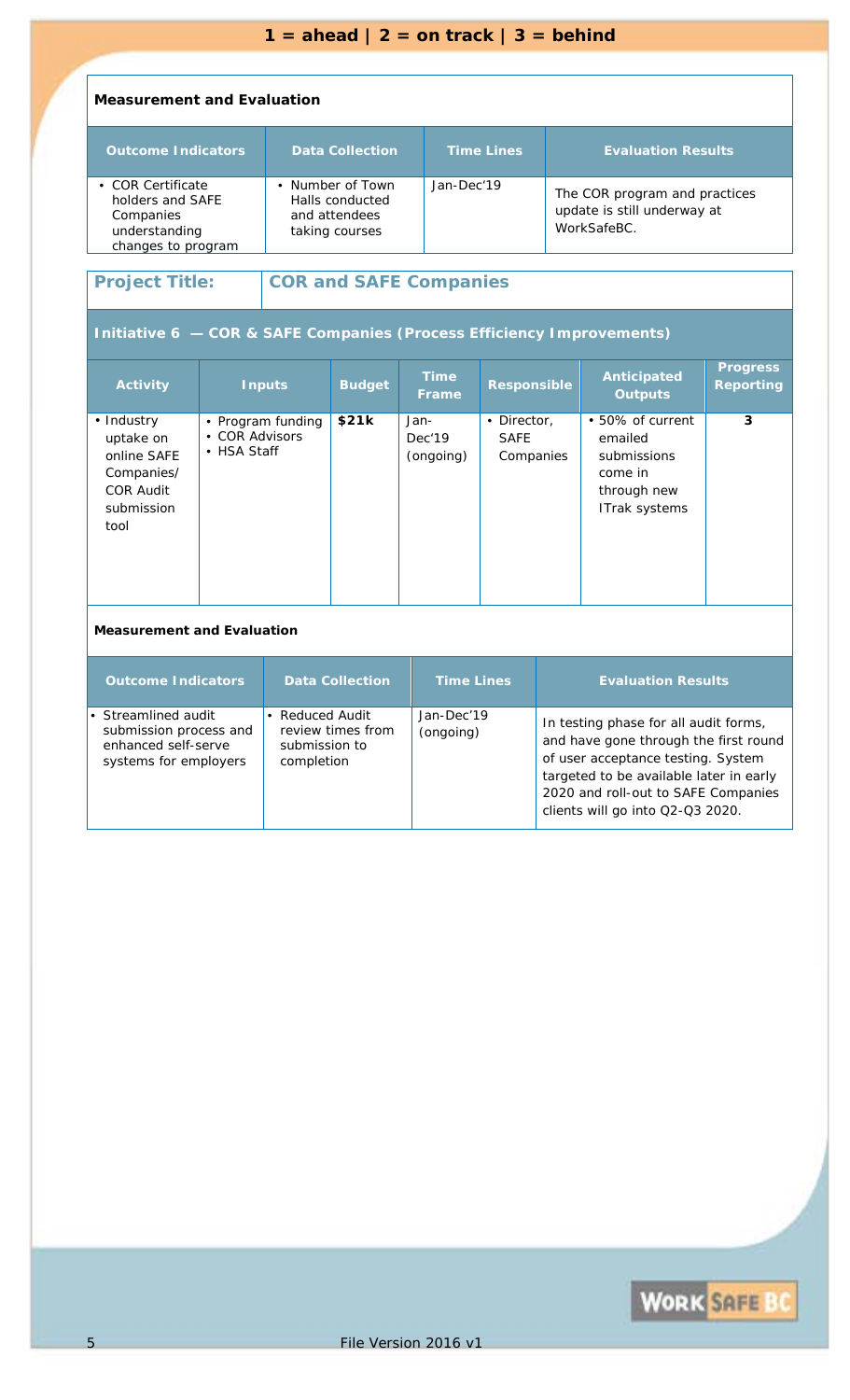**1 = ahead | 2 = on track | 3 = behind**

**Measurement and Evaluation**

| Outcome Indicators | Data Collection | Time Lines | Evaluation Results |
|---|---|---|---|
| • COR Certificate holders and SAFE Companies understanding changes to program | • Number of Town Halls conducted and attendees taking courses | Jan-Dec'19 | The COR program and practices update is still underway at WorkSafeBC. |

| **Project Title:** | **COR and SAFE Companies** |
|---|---|

**Initiative 6 — COR & SAFE Companies (Process Efficiency Improvements)**

| Activity | Inputs | Budget | Time Frame | Responsible | Anticipated Outputs | Progress Reporting |
|---|---|---|---|---|---|---|
| • Industry uptake on online SAFE Companies/ COR Audit submission tool | • Program funding<br>• COR Advisors<br>• HSA Staff | **$21k** | Jan-Dec'19 (ongoing) | • Director, SAFE Companies | • 50% of current emailed submissions come in through new ITrak systems | **3** |

**Measurement and Evaluation**

| Outcome Indicators | Data Collection | Time Lines | Evaluation Results |
|---|---|---|---|
| • Streamlined audit submission process and enhanced self-serve systems for employers | • Reduced Audit review times from submission to completion | Jan-Dec'19 (ongoing) | In testing phase for all audit forms, and have gone through the first round of user acceptance testing. System targeted to be available later in early 2020 and roll-out to SAFE Companies clients will go into Q2-Q3 2020. |

File Version 2016 v1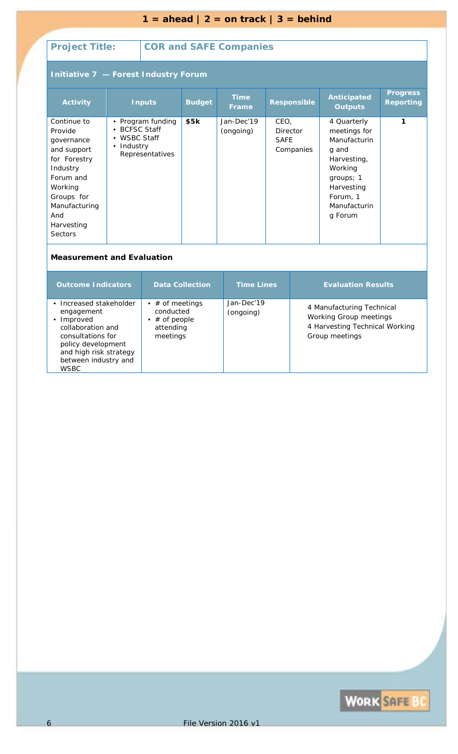**1 = ahead | 2 = on track | 3 = behind**

| Project Title: | COR and SAFE Companies |
|---|---|

## Initiative 7 — Forest Industry Forum

| Activity | Inputs | Budget | Time Frame | Responsible | Anticipated Outputs | Progress Reporting |
|---|---|---|---|---|---|---|
| Continue to Provide governance and support for Forestry Industry Forum and Working Groups for Manufacturing And Harvesting Sectors | • Program funding<br>• BCFSC Staff<br>• WSBC Staff<br>• Industry Representatives | **$5k** | Jan-Dec'19 (ongoing) | CEO, Director SAFE Companies | 4 Quarterly meetings for Manufacturing and Harvesting, Working groups; 1 Harvesting Forum, 1 Manufacturing Forum | **1** |

### Measurement and Evaluation

| Outcome Indicators | Data Collection | Time Lines | Evaluation Results |
|---|---|---|---|
| • Increased stakeholder engagement<br>• Improved collaboration and consultations for policy development and high risk strategy between industry and WSBC | • # of meetings conducted<br>• # of people attending meetings | Jan-Dec'19 (ongoing) | 4 Manufacturing Technical Working Group meetings<br>4 Harvesting Technical Working Group meetings |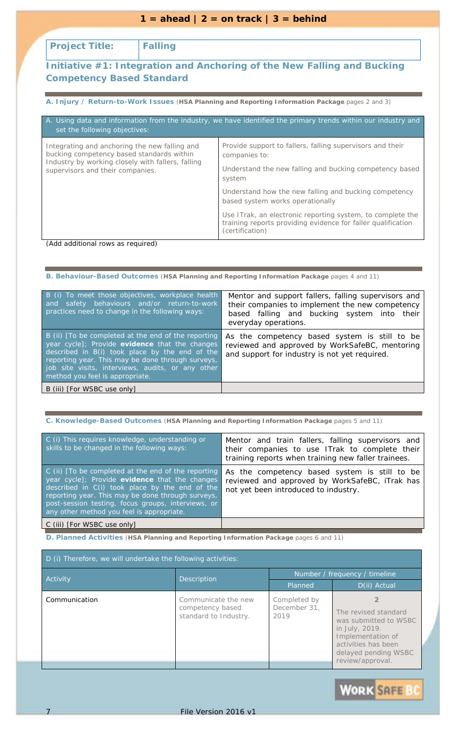**1 = ahead | 2 = on track | 3 = behind**

| Project Title: | Falling |
|---|---|

## Initiative #1: Integration and Anchoring of the New Falling and Bucking Competency Based Standard

### A. Injury / Return-to-Work Issues (HSA Planning and Reporting Information Package pages 2 and 3)

| A. Using data and information from the industry, we have identified the primary trends within our industry and set the following objectives: | |
|---|---|
| Integrating and anchoring the new falling and bucking competency based standards within Industry by working closely with fallers, falling supervisors and their companies. | Provide support to fallers, falling supervisors and their companies to:<br>Understand the new falling and bucking competency based system<br>Understand how the new falling and bucking competency based system works operationally<br>Use ITrak, an electronic reporting system, to complete the training reports providing evidence for faller qualification (certification) |

(Add additional rows as required)

### B. Behaviour-Based Outcomes (HSA Planning and Reporting Information Package pages 4 and 11)

| | |
|---|---|
| B (i) To meet those objectives, workplace health and safety behaviours and/or return-to-work practices need to change in the following ways: | Mentor and support fallers, falling supervisors and their companies to implement the new competency based falling and bucking system into their everyday operations. |
| B (ii) [To be completed at the end of the reporting year cycle]; Provide **evidence** that the changes described in B(i) took place by the end of the reporting year. This may be done through surveys, job site visits, interviews, audits, or any other method you feel is appropriate. | As the competency based system is still to be reviewed and approved by WorkSafeBC, mentoring and support for industry is not yet required. |
| B (iii) [For WSBC use only] | |

### C. Knowledge-Based Outcomes (HSA Planning and Reporting Information Package pages 5 and 11)

| | |
|---|---|
| C (i) This requires knowledge, understanding or skills to be changed in the following ways: | Mentor and train fallers, falling supervisors and their companies to use ITrak to complete their training reports when training new faller trainees. |
| C (ii) [To be completed at the end of the reporting year cycle]; Provide **evidence** that the changes described in C(i) took place by the end of the reporting year. This may be done through surveys, post-session testing, focus groups, interviews, or any other method you feel is appropriate. | As the competency based system is still to be reviewed and approved by WorkSafeBC, iTrak has not yet been introduced to industry. |
| C (iii) [For WSBC use only] | |

### D. Planned Activities (HSA Planning and Reporting Information Package pages 6 and 11)

D (i) Therefore, we will undertake the following activities:

| Activity | Description | Number / frequency / timeline | |
|---|---|---|---|
| | | Planned | D(ii) Actual |
| Communication | Communicate the new competency based standard to Industry. | Completed by December 31, 2019 | 2<br>The revised standard was submitted to WSBC in July, 2019. Implementation of activities has been delayed pending WSBC review/approval. |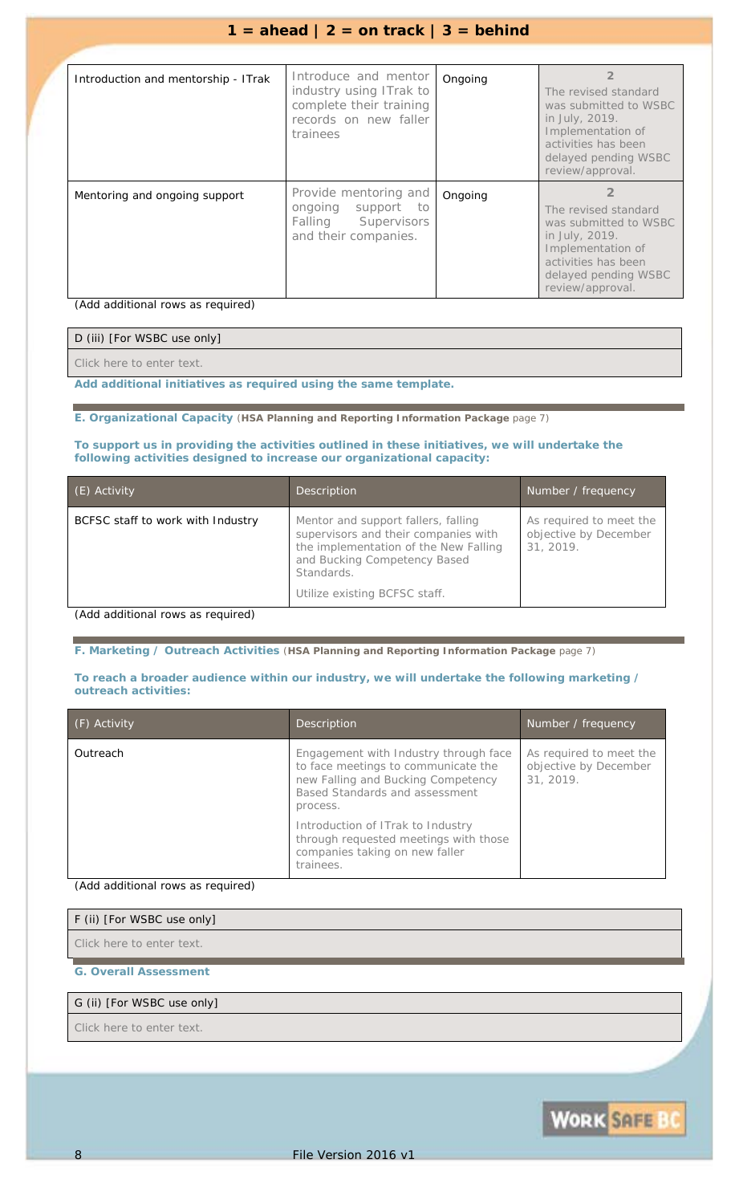**1 = ahead | 2 = on track | 3 = behind**

| | | | |
|---|---|---|---|
| Introduction and mentorship - ITrak | Introduce and mentor industry using ITrak to complete their training records on new faller trainees | Ongoing | 2<br>The revised standard was submitted to WSBC in July, 2019. Implementation of activities has been delayed pending WSBC review/approval. |
| Mentoring and ongoing support | Provide mentoring and ongoing support to Falling Supervisors and their companies. | Ongoing | 2<br>The revised standard was submitted to WSBC in July, 2019. Implementation of activities has been delayed pending WSBC review/approval. |

(Add additional rows as required)

D (iii) [For WSBC use only]

Click here to enter text.

**Add additional initiatives as required using the same template.**

**E. Organizational Capacity** (**HSA Planning and Reporting Information Package** page 7)

**To support us in providing the activities outlined in these initiatives, we will undertake the following activities designed to increase our organizational capacity:**

| (E) Activity | Description | Number / frequency |
|---|---|---|
| BCFSC staff to work with Industry | Mentor and support fallers, falling supervisors and their companies with the implementation of the New Falling and Bucking Competency Based Standards.<br>Utilize existing BCFSC staff. | As required to meet the objective by December 31, 2019. |

(Add additional rows as required)

**F. Marketing / Outreach Activities** (**HSA Planning and Reporting Information Package** page 7)

**To reach a broader audience within our industry, we will undertake the following marketing / outreach activities:**

| (F) Activity | Description | Number / frequency |
|---|---|---|
| Outreach | Engagement with Industry through face to face meetings to communicate the new Falling and Bucking Competency Based Standards and assessment process.<br>Introduction of ITrak to Industry through requested meetings with those companies taking on new faller trainees. | As required to meet the objective by December 31, 2019. |

(Add additional rows as required)

F (ii) [For WSBC use only]

Click here to enter text.

**G. Overall Assessment**

G (ii) [For WSBC use only]

Click here to enter text.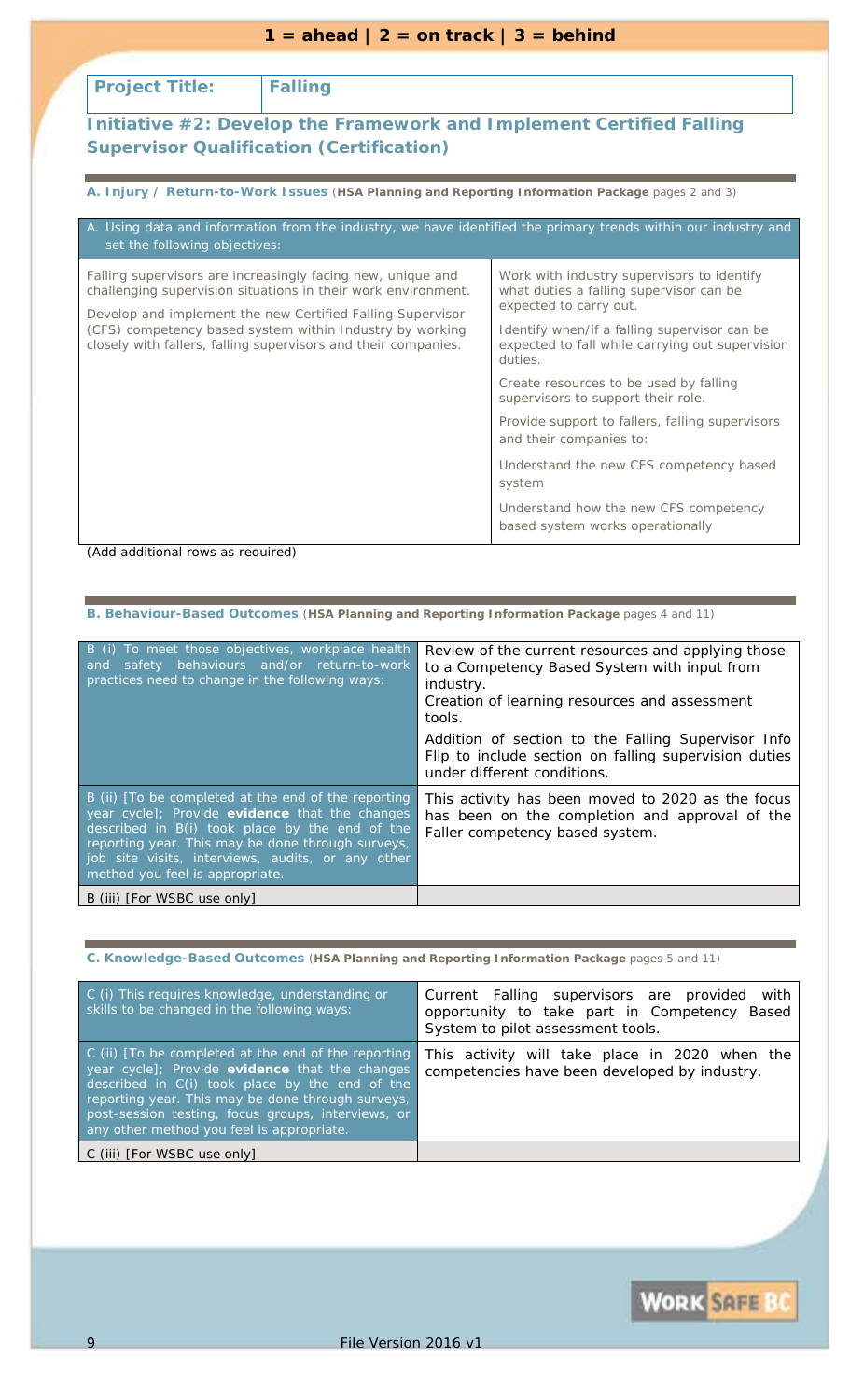**1 = ahead | 2 = on track | 3 = behind**

| **Project Title:** | **Falling** |
|---|---|

## Initiative #2: Develop the Framework and Implement Certified Falling Supervisor Qualification (Certification)

### A. Injury / Return-to-Work Issues (HSA Planning and Reporting Information Package pages 2 and 3)

| A. Using data and information from the industry, we have identified the primary trends within our industry and set the following objectives: | |
|---|---|
| Falling supervisors are increasingly facing new, unique and challenging supervision situations in their work environment.<br><br>Develop and implement the new Certified Falling Supervisor (CFS) competency based system within Industry by working closely with fallers, falling supervisors and their companies. | Work with industry supervisors to identify what duties a falling supervisor can be expected to carry out.<br><br>Identify when/if a falling supervisor can be expected to fall while carrying out supervision duties.<br><br>Create resources to be used by falling supervisors to support their role.<br><br>Provide support to fallers, falling supervisors and their companies to:<br><br>Understand the new CFS competency based system<br><br>Understand how the new CFS competency based system works operationally |

(Add additional rows as required)

### B. Behaviour-Based Outcomes (HSA Planning and Reporting Information Package pages 4 and 11)

| | |
|---|---|
| B (i) To meet those objectives, workplace health and safety behaviours and/or return-to-work practices need to change in the following ways: | Review of the current resources and applying those to a Competency Based System with input from industry.<br>Creation of learning resources and assessment tools.<br><br>Addition of section to the Falling Supervisor Info Flip to include section on falling supervision duties under different conditions. |
| B (ii) [To be completed at the end of the reporting year cycle]; Provide **evidence** that the changes described in B(i) took place by the end of the reporting year. This may be done through surveys, job site visits, interviews, audits, or any other method you feel is appropriate. | This activity has been moved to 2020 as the focus has been on the completion and approval of the Faller competency based system. |
| B (iii) [For WSBC use only] | |

### C. Knowledge-Based Outcomes (HSA Planning and Reporting Information Package pages 5 and 11)

| | |
|---|---|
| C (i) This requires knowledge, understanding or skills to be changed in the following ways: | Current Falling supervisors are provided with opportunity to take part in Competency Based System to pilot assessment tools. |
| C (ii) [To be completed at the end of the reporting year cycle]; Provide **evidence** that the changes described in C(i) took place by the end of the reporting year. This may be done through surveys, post-session testing, focus groups, interviews, or any other method you feel is appropriate. | This activity will take place in 2020 when the competencies have been developed by industry. |
| C (iii) [For WSBC use only] | |

File Version 2016 v1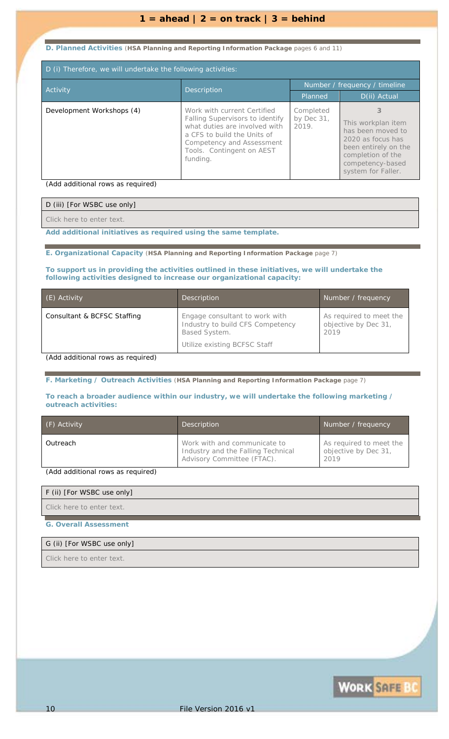**1 = ahead | 2 = on track | 3 = behind**

**D. Planned Activities** (**HSA Planning and Reporting Information Package** pages 6 and 11)

| D (i) Therefore, we will undertake the following activities: | | | |
|---|---|---|---|
| Activity | Description | Number / frequency / timeline | |
| | | Planned | D(ii) Actual |
| Development Workshops (4) | Work with current Certified Falling Supervisors to identify what duties are involved with a CFS to build the Units of Competency and Assessment Tools. Contingent on AEST funding. | Completed by Dec 31, 2019. | 3<br>This workplan item has been moved to 2020 as focus has been entirely on the completion of the competency-based system for Faller. |

(Add additional rows as required)

| D (iii) [For WSBC use only] |
|---|
| Click here to enter text. |

**Add additional initiatives as required using the same template.**

**E. Organizational Capacity** (**HSA Planning and Reporting Information Package** page 7)

**To support us in providing the activities outlined in these initiatives, we will undertake the following activities designed to increase our organizational capacity:**

| (E) Activity | Description | Number / frequency |
|---|---|---|
| Consultant & BCFSC Staffing | Engage consultant to work with Industry to build CFS Competency Based System.<br>Utilize existing BCFSC Staff | As required to meet the objective by Dec 31, 2019 |

(Add additional rows as required)

**F. Marketing / Outreach Activities** (**HSA Planning and Reporting Information Package** page 7)

**To reach a broader audience within our industry, we will undertake the following marketing / outreach activities:**

| (F) Activity | Description | Number / frequency |
|---|---|---|
| Outreach | Work with and communicate to Industry and the Falling Technical Advisory Committee (FTAC). | As required to meet the objective by Dec 31, 2019 |

(Add additional rows as required)

| F (ii) [For WSBC use only] |
|---|
| Click here to enter text. |

**G. Overall Assessment**

| G (ii) [For WSBC use only] |
|---|
| Click here to enter text. |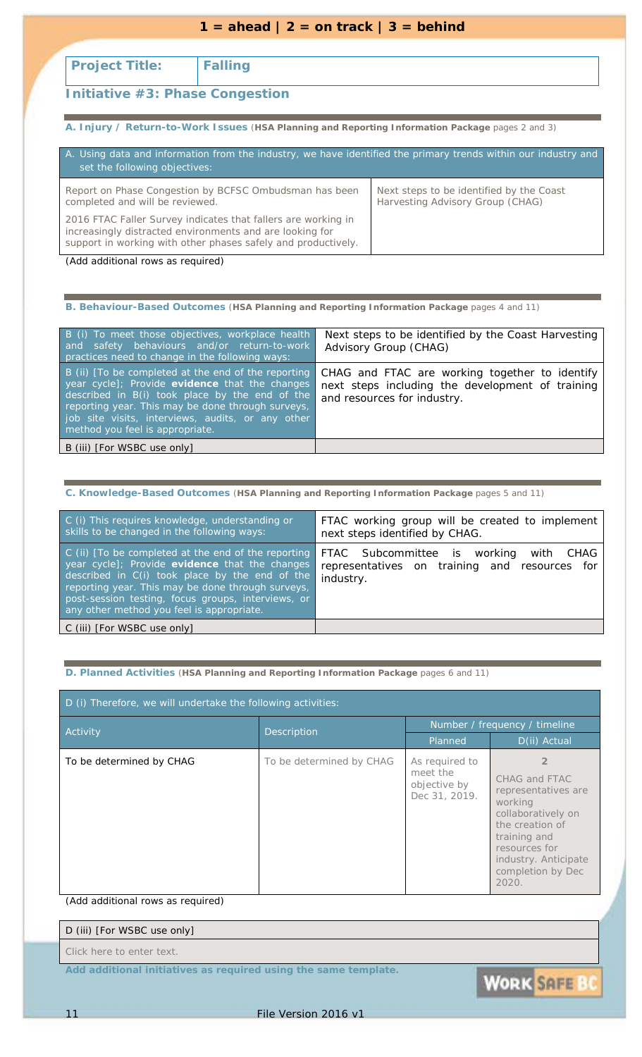**1 = ahead | 2 = on track | 3 = behind**

| **Project Title:** | **Falling** |
|---|---|

## Initiative #3: Phase Congestion

### A. Injury / Return-to-Work Issues (**HSA Planning and Reporting Information Package** pages 2 and 3)

| A. Using data and information from the industry, we have identified the primary trends within our industry and set the following objectives: | |
|---|---|
| Report on Phase Congestion by BCFSC Ombudsman has been completed and will be reviewed.<br><br>2016 FTAC Faller Survey indicates that fallers are working in increasingly distracted environments and are looking for support in working with other phases safely and productively. | Next steps to be identified by the Coast Harvesting Advisory Group (CHAG) |

(Add additional rows as required)

### B. Behaviour-Based Outcomes (**HSA Planning and Reporting Information Package** pages 4 and 11)

| | |
|---|---|
| B (i) To meet those objectives, workplace health and safety behaviours and/or return-to-work practices need to change in the following ways: | Next steps to be identified by the Coast Harvesting Advisory Group (CHAG) |
| B (ii) [To be completed at the end of the reporting year cycle]; Provide **evidence** that the changes described in B(i) took place by the end of the reporting year. This may be done through surveys, job site visits, interviews, audits, or any other method you feel is appropriate. | CHAG and FTAC are working together to identify next steps including the development of training and resources for industry. |
| B (iii) [For WSBC use only] | |

### C. Knowledge-Based Outcomes (**HSA Planning and Reporting Information Package** pages 5 and 11)

| | |
|---|---|
| C (i) This requires knowledge, understanding or skills to be changed in the following ways: | FTAC working group will be created to implement next steps identified by CHAG. |
| C (ii) [To be completed at the end of the reporting year cycle]; Provide **evidence** that the changes described in C(i) took place by the end of the reporting year. This may be done through surveys, post-session testing, focus groups, interviews, or any other method you feel is appropriate. | FTAC Subcommittee is working with CHAG representatives on training and resources for industry. |
| C (iii) [For WSBC use only] | |

### D. Planned Activities (**HSA Planning and Reporting Information Package** pages 6 and 11)

D (i) Therefore, we will undertake the following activities:

| Activity | Description | Number / frequency / timeline | |
|---|---|---|---|
| | | Planned | D(ii) Actual |
| To be determined by CHAG | To be determined by CHAG | As required to meet the objective by Dec 31, 2019. | 2<br><br>CHAG and FTAC representatives are working collaboratively on the creation of training and resources for industry. Anticipate completion by Dec 2020. |

(Add additional rows as required)

| D (iii) [For WSBC use only] |
|---|
| Click here to enter text. |

**Add additional initiatives as required using the same template.**

File Version 2016 v1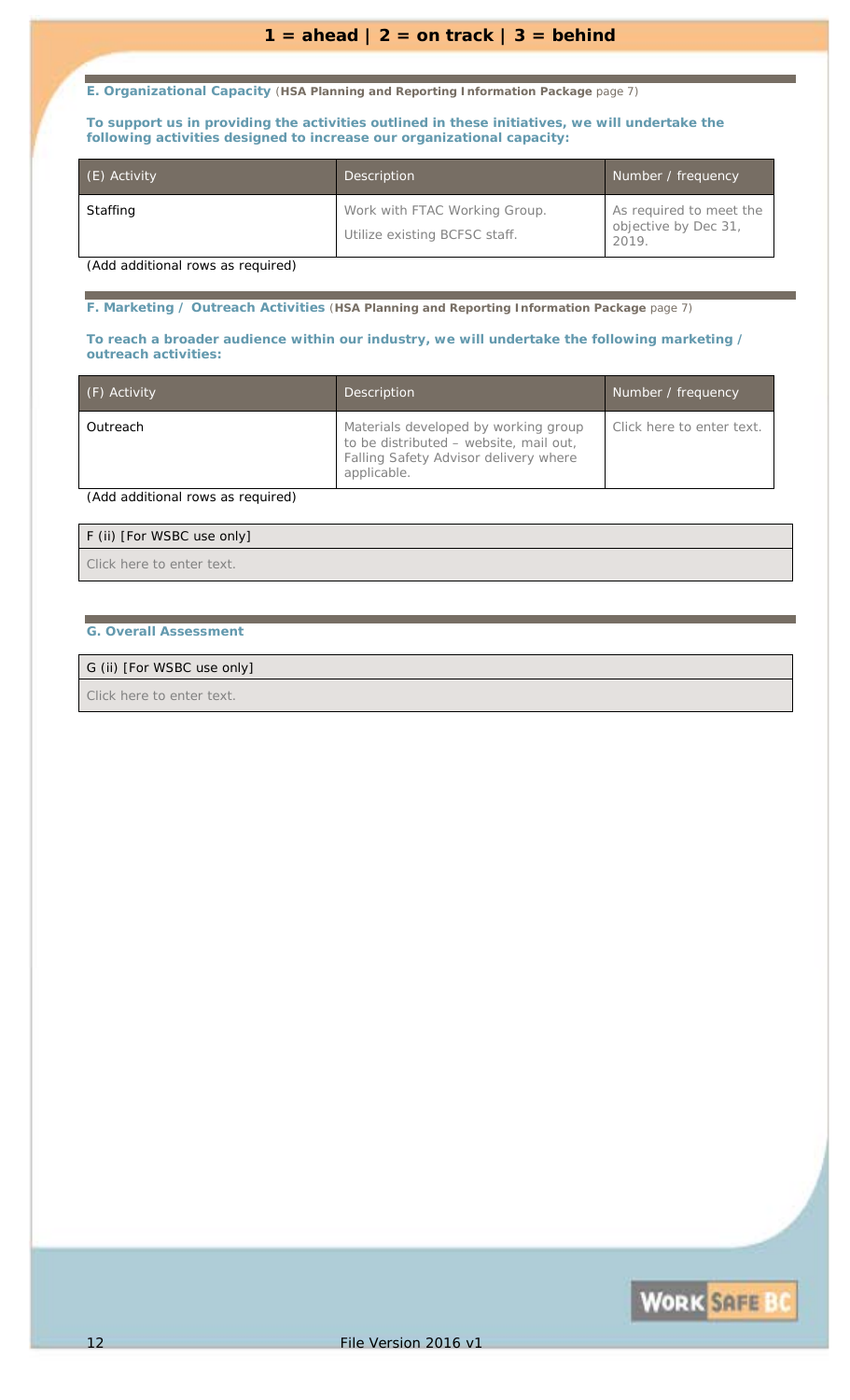**1 = ahead | 2 = on track | 3 = behind**

### E. Organizational Capacity (**HSA Planning and Reporting Information Package** page 7)

**To support us in providing the activities outlined in these initiatives, we will undertake the following activities designed to increase our organizational capacity:**

| (E) Activity | Description | Number / frequency |
|---|---|---|
| Staffing | Work with FTAC Working Group. Utilize existing BCFSC staff. | As required to meet the objective by Dec 31, 2019. |

(Add additional rows as required)

### F. Marketing / Outreach Activities (**HSA Planning and Reporting Information Package** page 7)

**To reach a broader audience within our industry, we will undertake the following marketing / outreach activities:**

| (F) Activity | Description | Number / frequency |
|---|---|---|
| Outreach | Materials developed by working group to be distributed – website, mail out, Falling Safety Advisor delivery where applicable. | Click here to enter text. |

(Add additional rows as required)

| F (ii) [For WSBC use only] |
|---|
| Click here to enter text. |

### G. Overall Assessment

| G (ii) [For WSBC use only] |
|---|
| Click here to enter text. |

File Version 2016 v1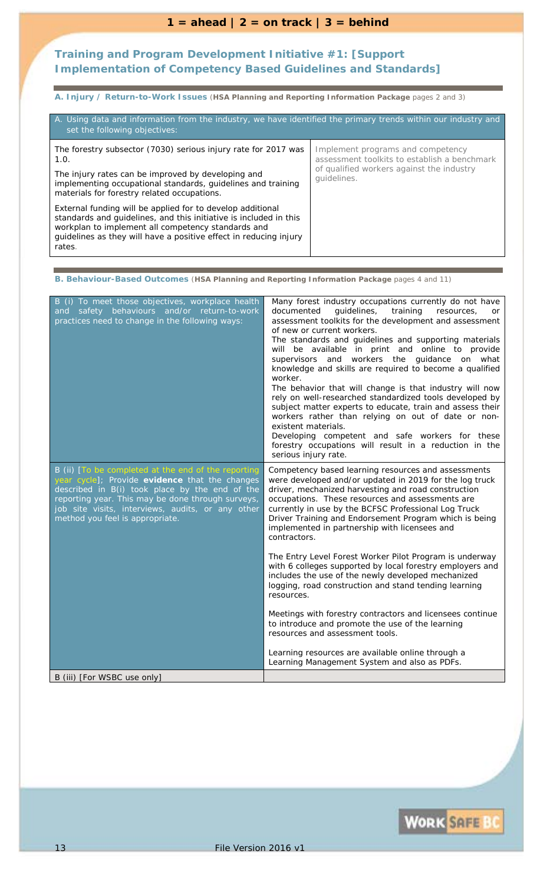**1 = ahead | 2 = on track | 3 = behind**

## Training and Program Development Initiative #1: [Support Implementation of Competency Based Guidelines and Standards]

**A. Injury / Return-to-Work Issues** (**HSA Planning and Reporting Information Package** pages 2 and 3)

| A. Using data and information from the industry, we have identified the primary trends within our industry and set the following objectives: | |
|---|---|
| The forestry subsector (7030) serious injury rate for 2017 was 1.0.<br><br>The injury rates can be improved by developing and implementing occupational standards, guidelines and training materials for forestry related occupations.<br><br>External funding will be applied for to develop additional standards and guidelines, and this initiative is included in this workplan to implement all competency standards and guidelines as they will have a positive effect in reducing injury rates. | Implement programs and competency assessment toolkits to establish a benchmark of qualified workers against the industry guidelines. |

**B. Behaviour-Based Outcomes** (**HSA Planning and Reporting Information Package** pages 4 and 11)

| | |
|---|---|
| B (i) To meet those objectives, workplace health and safety behaviours and/or return-to-work practices need to change in the following ways: | Many forest industry occupations currently do not have documented guidelines, training resources, or assessment toolkits for the development and assessment of new or current workers.<br>The standards and guidelines and supporting materials will be available in print and online to provide supervisors and workers the guidance on what knowledge and skills are required to become a qualified worker.<br>The behavior that will change is that industry will now rely on well-researched standardized tools developed by subject matter experts to educate, train and assess their workers rather than relying on out of date or non-existent materials.<br>Developing competent and safe workers for these forestry occupations will result in a reduction in the serious injury rate. |
| B (ii) [To be completed at the end of the reporting year cycle]; Provide **evidence** that the changes described in B(i) took place by the end of the reporting year. This may be done through surveys, job site visits, interviews, audits, or any other method you feel is appropriate. | Competency based learning resources and assessments were developed and/or updated in 2019 for the log truck driver, mechanized harvesting and road construction occupations. These resources and assessments are currently in use by the BCFSC Professional Log Truck Driver Training and Endorsement Program which is being implemented in partnership with licensees and contractors.<br><br>The Entry Level Forest Worker Pilot Program is underway with 6 colleges supported by local forestry employers and includes the use of the newly developed mechanized logging, road construction and stand tending learning resources.<br><br>Meetings with forestry contractors and licensees continue to introduce and promote the use of the learning resources and assessment tools.<br><br>Learning resources are available online through a Learning Management System and also as PDFs. |
| B (iii) [For WSBC use only] | |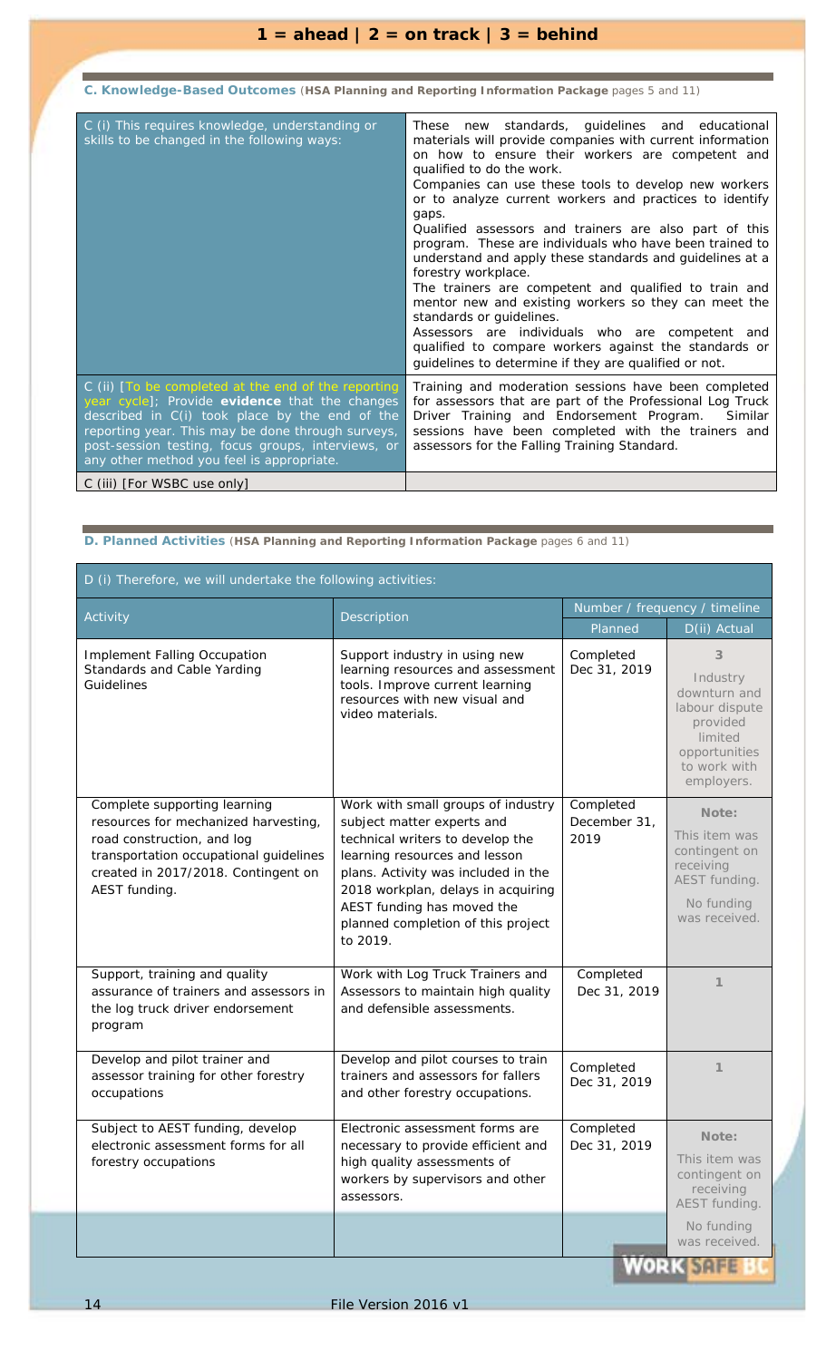**1 = ahead | 2 = on track | 3 = behind**

### C. Knowledge-Based Outcomes (**HSA Planning and Reporting Information Package** pages 5 and 11)

| | |
|---|---|
| C (i) This requires knowledge, understanding or skills to be changed in the following ways: | These new standards, guidelines and educational materials will provide companies with current information on how to ensure their workers are competent and qualified to do the work.<br>Companies can use these tools to develop new workers or to analyze current workers and practices to identify gaps.<br>Qualified assessors and trainers are also part of this program. These are individuals who have been trained to understand and apply these standards and guidelines at a forestry workplace.<br>The trainers are competent and qualified to train and mentor new and existing workers so they can meet the standards or guidelines.<br>Assessors are individuals who are competent and qualified to compare workers against the standards or guidelines to determine if they are qualified or not. |
| C (ii) [To be completed at the end of the reporting year cycle]; Provide **evidence** that the changes described in C(i) took place by the end of the reporting year. This may be done through surveys, post-session testing, focus groups, interviews, or any other method you feel is appropriate. | Training and moderation sessions have been completed for assessors that are part of the Professional Log Truck Driver Training and Endorsement Program. Similar sessions have been completed with the trainers and assessors for the Falling Training Standard. |
| C (iii) [For WSBC use only] | |

### D. Planned Activities (**HSA Planning and Reporting Information Package** pages 6 and 11)

D (i) Therefore, we will undertake the following activities:

| Activity | Description | Number / frequency / timeline | |
|---|---|---|---|
| | | Planned | D(ii) Actual |
| Implement Falling Occupation Standards and Cable Yarding Guidelines | Support industry in using new learning resources and assessment tools. Improve current learning resources with new visual and video materials. | Completed Dec 31, 2019 | 3<br>Industry downturn and labour dispute provided limited opportunities to work with employers. |
| Complete supporting learning resources for mechanized harvesting, road construction, and log transportation occupational guidelines created in 2017/2018. Contingent on AEST funding. | Work with small groups of industry subject matter experts and technical writers to develop the learning resources and lesson plans. Activity was included in the 2018 workplan, delays in acquiring AEST funding has moved the planned completion of this project to 2019. | Completed December 31, 2019 | Note:<br>This item was contingent on receiving AEST funding.<br>No funding was received. |
| Support, training and quality assurance of trainers and assessors in the log truck driver endorsement program | Work with Log Truck Trainers and Assessors to maintain high quality and defensible assessments. | Completed Dec 31, 2019 | 1 |
| Develop and pilot trainer and assessor training for other forestry occupations | Develop and pilot courses to train trainers and assessors for fallers and other forestry occupations. | Completed Dec 31, 2019 | 1 |
| Subject to AEST funding, develop electronic assessment forms for all forestry occupations | Electronic assessment forms are necessary to provide efficient and high quality assessments of workers by supervisors and other assessors. | Completed Dec 31, 2019 | Note:<br>This item was contingent on receiving AEST funding.<br>No funding was received. |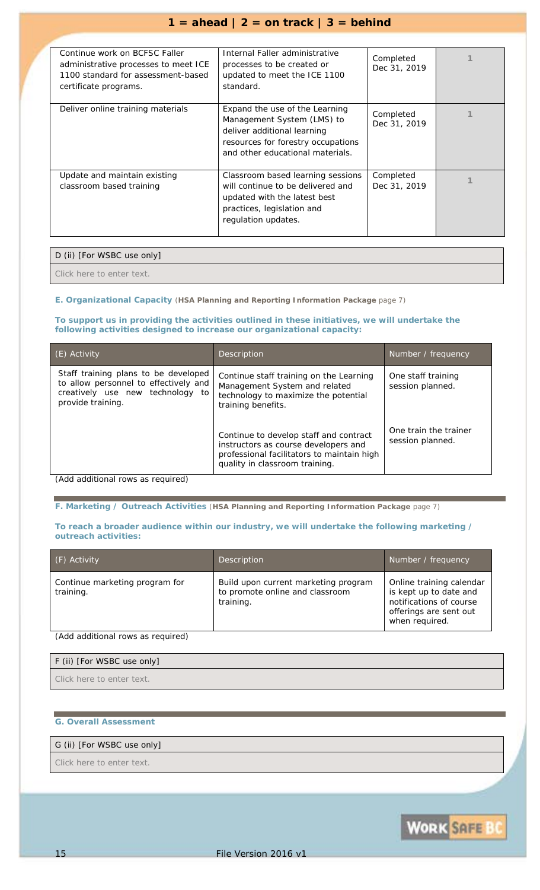**1 = ahead | 2 = on track | 3 = behind**

| | | | |
|---|---|---|---|
| Continue work on BCFSC Faller administrative processes to meet ICE 1100 standard for assessment-based certificate programs. | Internal Faller administrative processes to be created or updated to meet the ICE 1100 standard. | Completed Dec 31, 2019 | 1 |
| Deliver online training materials | Expand the use of the Learning Management System (LMS) to deliver additional learning resources for forestry occupations and other educational materials. | Completed Dec 31, 2019 | 1 |
| Update and maintain existing classroom based training | Classroom based learning sessions will continue to be delivered and updated with the latest best practices, legislation and regulation updates. | Completed Dec 31, 2019 | 1 |

| D (ii) [For WSBC use only] |
|---|
| Click here to enter text. |

**E. Organizational Capacity** (**HSA Planning and Reporting Information Package** page 7)

**To support us in providing the activities outlined in these initiatives, we will undertake the following activities designed to increase our organizational capacity:**

| (E) Activity | Description | Number / frequency |
|---|---|---|
| Staff training plans to be developed to allow personnel to effectively and creatively use new technology to provide training. | Continue staff training on the Learning Management System and related technology to maximize the potential training benefits. | One staff training session planned. |
| | Continue to develop staff and contract instructors as course developers and professional facilitators to maintain high quality in classroom training. | One train the trainer session planned. |

(Add additional rows as required)

**F. Marketing / Outreach Activities** (**HSA Planning and Reporting Information Package** page 7)

**To reach a broader audience within our industry, we will undertake the following marketing / outreach activities:**

| (F) Activity | Description | Number / frequency |
|---|---|---|
| Continue marketing program for training. | Build upon current marketing program to promote online and classroom training. | Online training calendar is kept up to date and notifications of course offerings are sent out when required. |

(Add additional rows as required)

| F (ii) [For WSBC use only] |
|---|
| Click here to enter text. |

**G. Overall Assessment**

| G (ii) [For WSBC use only] |
|---|
| Click here to enter text. |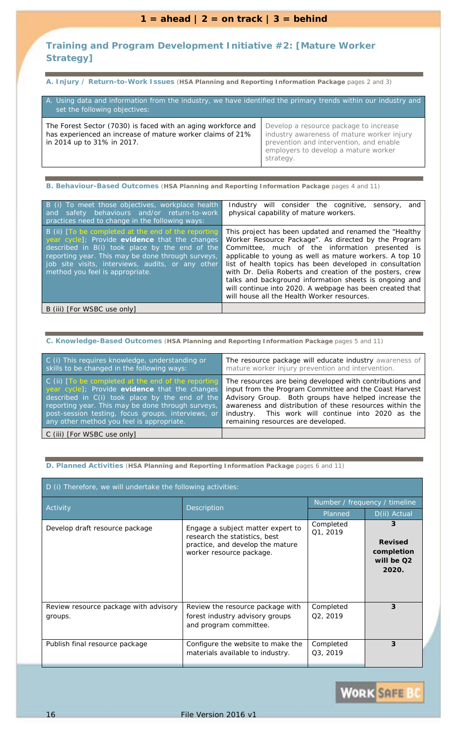**1 = ahead | 2 = on track | 3 = behind**

## Training and Program Development Initiative #2: [Mature Worker Strategy]

### A. Injury / Return-to-Work Issues (HSA Planning and Reporting Information Package pages 2 and 3)

| A. Using data and information from the industry, we have identified the primary trends within our industry and set the following objectives: | |
|---|---|
| The Forest Sector (7030) is faced with an aging workforce and has experienced an increase of mature worker claims of 21% in 2014 up to 31% in 2017. | Develop a resource package to increase industry awareness of mature worker injury prevention and intervention, and enable employers to develop a mature worker strategy. |

### B. Behaviour-Based Outcomes (HSA Planning and Reporting Information Package pages 4 and 11)

| | |
|---|---|
| B (i) To meet those objectives, workplace health and safety behaviours and/or return-to-work practices need to change in the following ways: | Industry will consider the cognitive, sensory, and physical capability of mature workers. |
| B (ii) [To be completed at the end of the reporting year cycle]; Provide **evidence** that the changes described in B(i) took place by the end of the reporting year. This may be done through surveys, job site visits, interviews, audits, or any other method you feel is appropriate. | This project has been updated and renamed the "Healthy Worker Resource Package". As directed by the Program Committee, much of the information presented is applicable to young as well as mature workers. A top 10 list of health topics has been developed in consultation with Dr. Delia Roberts and creation of the posters, crew talks and background information sheets is ongoing and will continue into 2020. A webpage has been created that will house all the Health Worker resources. |
| B (iii) [For WSBC use only] | |

### C. Knowledge-Based Outcomes (HSA Planning and Reporting Information Package pages 5 and 11)

| | |
|---|---|
| C (i) This requires knowledge, understanding or skills to be changed in the following ways: | The resource package will educate industry awareness of mature worker injury prevention and intervention. |
| C (ii) [To be completed at the end of the reporting year cycle]; Provide **evidence** that the changes described in C(i) took place by the end of the reporting year. This may be done through surveys, post-session testing, focus groups, interviews, or any other method you feel is appropriate. | The resources are being developed with contributions and input from the Program Committee and the Coast Harvest Advisory Group. Both groups have helped increase the awareness and distribution of these resources within the industry. This work will continue into 2020 as the remaining resources are developed. |
| C (iii) [For WSBC use only] | |

### D. Planned Activities (HSA Planning and Reporting Information Package pages 6 and 11)

D (i) Therefore, we will undertake the following activities:

| Activity | Description | Number / frequency / timeline | |
|---|---|---|---|
| | | Planned | D(ii) Actual |
| Develop draft resource package | Engage a subject matter expert to research the statistics, best practice, and develop the mature worker resource package. | Completed Q1, 2019 | **3** **Revised completion will be Q2 2020.** |
| Review resource package with advisory groups. | Review the resource package with forest industry advisory groups and program committee. | Completed Q2, 2019 | **3** |
| Publish final resource package | Configure the website to make the materials available to industry. | Completed Q3, 2019 | **3** |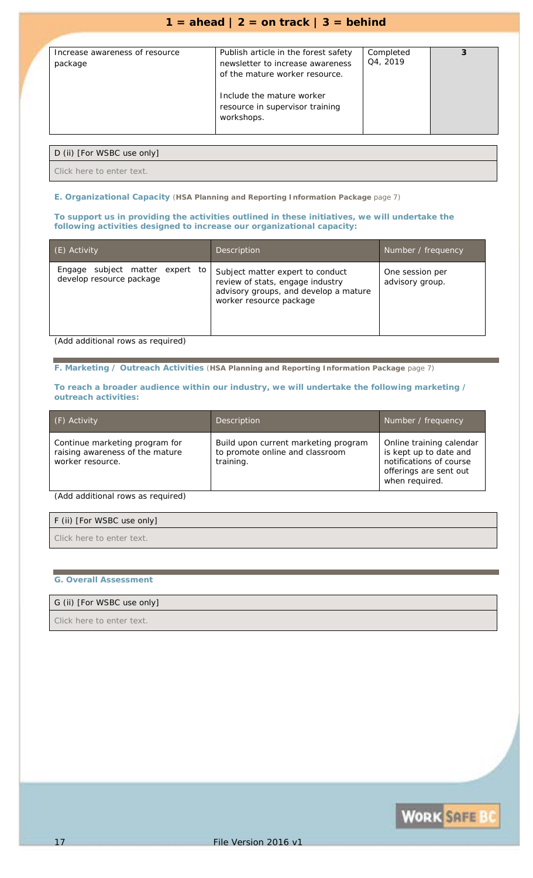**1 = ahead | 2 = on track | 3 = behind**

| | | | |
|---|---|---|---|
| Increase awareness of resource package | Publish article in the forest safety newsletter to increase awareness of the mature worker resource.<br><br>Include the mature worker resource in supervisor training workshops. | Completed Q4, 2019 | **3** |

| D (ii) [For WSBC use only] |
|---|
| Click here to enter text. |

**E. Organizational Capacity** (**HSA Planning and Reporting Information Package** page 7)

**To support us in providing the activities outlined in these initiatives, we will undertake the following activities designed to increase our organizational capacity:**

| (E) Activity | Description | Number / frequency |
|---|---|---|
| Engage subject matter expert to develop resource package | Subject matter expert to conduct review of stats, engage industry advisory groups, and develop a mature worker resource package | One session per advisory group. |

(Add additional rows as required)

**F. Marketing / Outreach Activities** (**HSA Planning and Reporting Information Package** page 7)

**To reach a broader audience within our industry, we will undertake the following marketing / outreach activities:**

| (F) Activity | Description | Number / frequency |
|---|---|---|
| Continue marketing program for raising awareness of the mature worker resource. | Build upon current marketing program to promote online and classroom training. | Online training calendar is kept up to date and notifications of course offerings are sent out when required. |

(Add additional rows as required)

| F (ii) [For WSBC use only] |
|---|
| Click here to enter text. |

**G. Overall Assessment**

| G (ii) [For WSBC use only] |
|---|
| Click here to enter text. |

File Version 2016 v1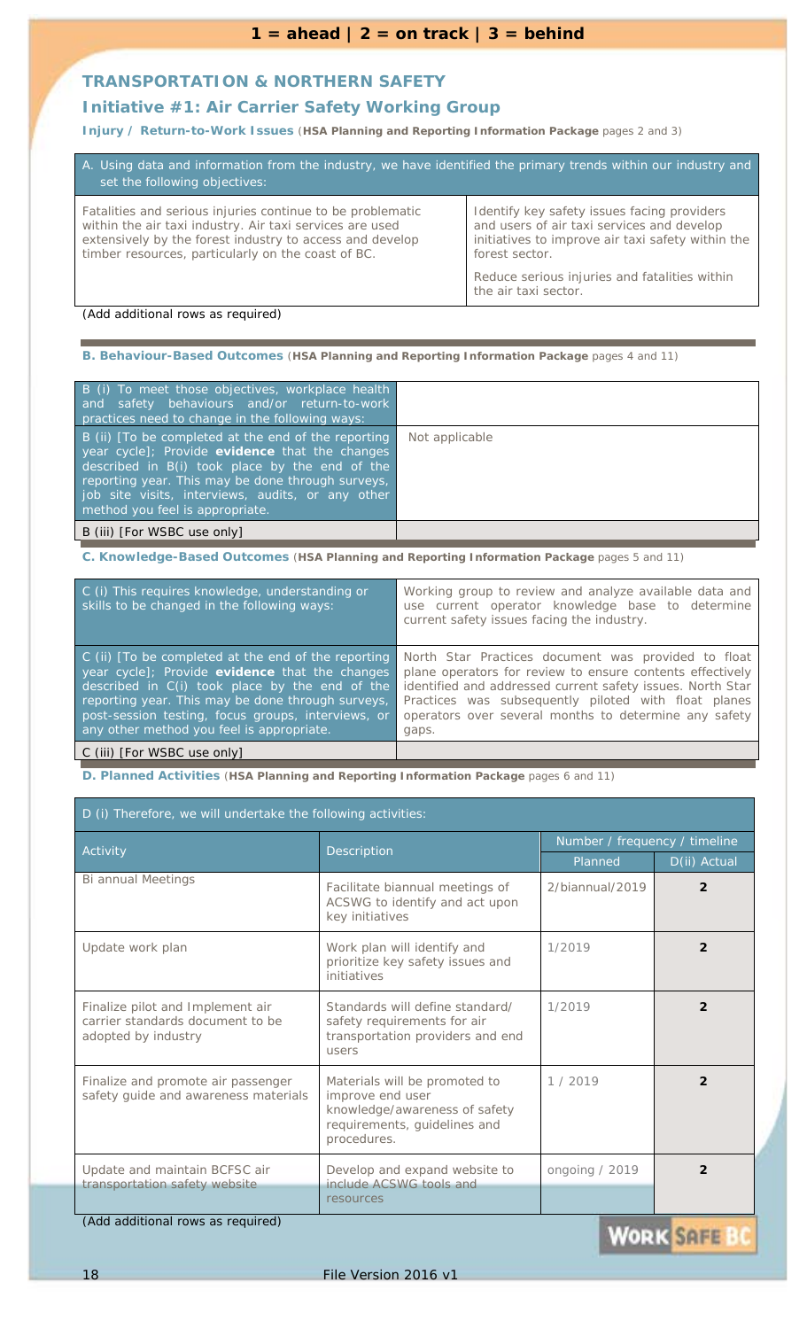**1 = ahead | 2 = on track | 3 = behind**

## TRANSPORTATION & NORTHERN SAFETY

### Initiative #1: Air Carrier Safety Working Group

**Injury / Return-to-Work Issues** (**HSA Planning and Reporting Information Package** pages 2 and 3)

| A. Using data and information from the industry, we have identified the primary trends within our industry and set the following objectives: | |
|---|---|
| Fatalities and serious injuries continue to be problematic within the air taxi industry. Air taxi services are used extensively by the forest industry to access and develop timber resources, particularly on the coast of BC. | Identify key safety issues facing providers and users of air taxi services and develop initiatives to improve air taxi safety within the forest sector.<br><br>Reduce serious injuries and fatalities within the air taxi sector. |

(Add additional rows as required)

**B. Behaviour-Based Outcomes** (**HSA Planning and Reporting Information Package** pages 4 and 11)

| | |
|---|---|
| B (i) To meet those objectives, workplace health and safety behaviours and/or return-to-work practices need to change in the following ways: | |
| B (ii) [To be completed at the end of the reporting year cycle]; Provide **evidence** that the changes described in B(i) took place by the end of the reporting year. This may be done through surveys, job site visits, interviews, audits, or any other method you feel is appropriate. | Not applicable |
| B (iii) [For WSBC use only] | |

**C. Knowledge-Based Outcomes** (**HSA Planning and Reporting Information Package** pages 5 and 11)

| | |
|---|---|
| C (i) This requires knowledge, understanding or skills to be changed in the following ways: | Working group to review and analyze available data and use current operator knowledge base to determine current safety issues facing the industry. |
| C (ii) [To be completed at the end of the reporting year cycle]; Provide **evidence** that the changes described in C(i) took place by the end of the reporting year. This may be done through surveys, post-session testing, focus groups, interviews, or any other method you feel is appropriate. | North Star Practices document was provided to float plane operators for review to ensure contents effectively identified and addressed current safety issues. North Star Practices was subsequently piloted with float planes operators over several months to determine any safety gaps. |
| C (iii) [For WSBC use only] | |

**D. Planned Activities** (**HSA Planning and Reporting Information Package** pages 6 and 11)

D (i) Therefore, we will undertake the following activities:

| Activity | Description | Number / frequency / timeline | |
|---|---|---|---|
| | | Planned | D(ii) Actual |
| Bi annual Meetings | Facilitate biannual meetings of ACSWG to identify and act upon key initiatives | 2/biannual/2019 | 2 |
| Update work plan | Work plan will identify and prioritize key safety issues and initiatives | 1/2019 | 2 |
| Finalize pilot and Implement air carrier standards document to be adopted by industry | Standards will define standard/ safety requirements for air transportation providers and end users | 1/2019 | 2 |
| Finalize and promote air passenger safety guide and awareness materials | Materials will be promoted to improve end user knowledge/awareness of safety requirements, guidelines and procedures. | 1 / 2019 | 2 |
| Update and maintain BCFSC air transportation safety website | Develop and expand website to include ACSWG tools and resources | ongoing / 2019 | 2 |

(Add additional rows as required)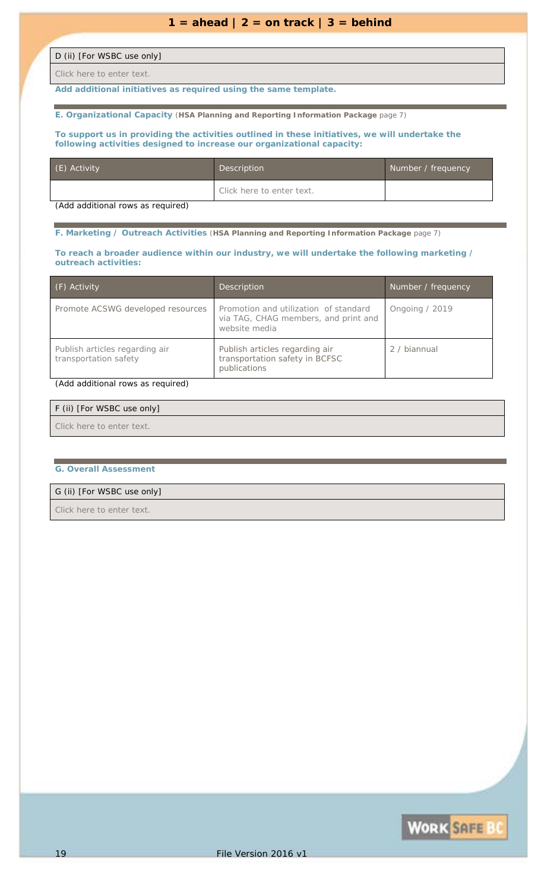**1 = ahead | 2 = on track | 3 = behind**

| D (ii) [For WSBC use only] |
|---|
| Click here to enter text. |

**Add additional initiatives as required using the same template.**

**E. Organizational Capacity** (**HSA Planning and Reporting Information Package** page 7)

**To support us in providing the activities outlined in these initiatives, we will undertake the following activities designed to increase our organizational capacity:**

| (E) Activity | Description | Number / frequency |
|---|---|---|
| | Click here to enter text. | |

(Add additional rows as required)

**F. Marketing / Outreach Activities** (**HSA Planning and Reporting Information Package** page 7)

**To reach a broader audience within our industry, we will undertake the following marketing / outreach activities:**

| (F) Activity | Description | Number / frequency |
|---|---|---|
| Promote ACSWG developed resources | Promotion and utilization of standard via TAG, CHAG members, and print and website media | Ongoing / 2019 |
| Publish articles regarding air transportation safety | Publish articles regarding air transportation safety in BCFSC publications | 2 / biannual |

(Add additional rows as required)

| F (ii) [For WSBC use only] |
|---|
| Click here to enter text. |

**G. Overall Assessment**

| G (ii) [For WSBC use only] |
|---|
| Click here to enter text. |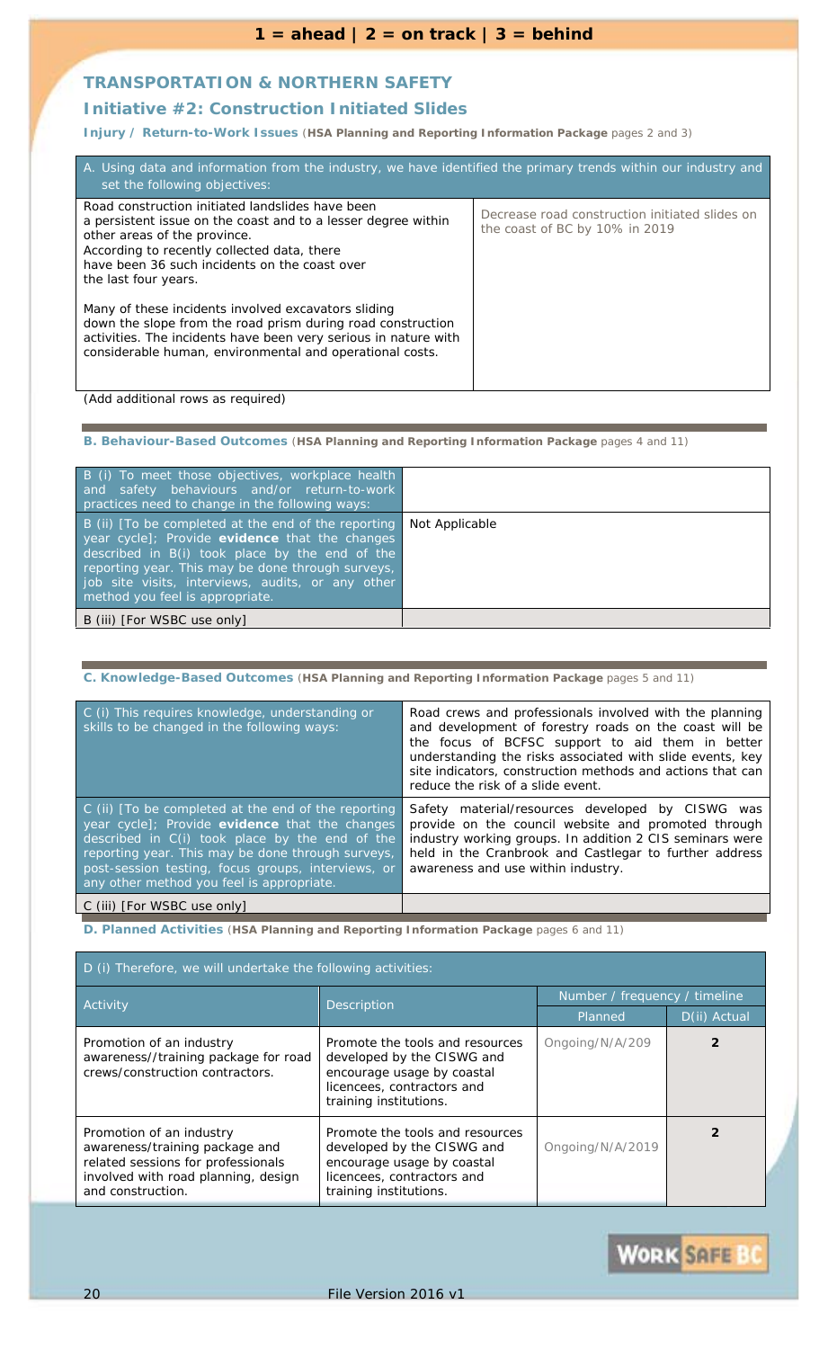**1 = ahead | 2 = on track | 3 = behind**

## TRANSPORTATION & NORTHERN SAFETY

### Initiative #2: Construction Initiated Slides

**Injury / Return-to-Work Issues** (**HSA Planning and Reporting Information Package** pages 2 and 3)

| A. Using data and information from the industry, we have identified the primary trends within our industry and set the following objectives: | |
|---|---|
| Road construction initiated landslides have been a persistent issue on the coast and to a lesser degree within other areas of the province. According to recently collected data, there have been 36 such incidents on the coast over the last four years. Many of these incidents involved excavators sliding down the slope from the road prism during road construction activities. The incidents have been very serious in nature with considerable human, environmental and operational costs. | Decrease road construction initiated slides on the coast of BC by 10% in 2019 |

(Add additional rows as required)

**B. Behaviour-Based Outcomes** (**HSA Planning and Reporting Information Package** pages 4 and 11)

| B (i) To meet those objectives, workplace health and safety behaviours and/or return-to-work practices need to change in the following ways: | |
|---|---|
| B (ii) [To be completed at the end of the reporting year cycle]; Provide **evidence** that the changes described in B(i) took place by the end of the reporting year. This may be done through surveys, job site visits, interviews, audits, or any other method you feel is appropriate. | Not Applicable |
| B (iii) [For WSBC use only] | |

**C. Knowledge-Based Outcomes** (**HSA Planning and Reporting Information Package** pages 5 and 11)

| C (i) This requires knowledge, understanding or skills to be changed in the following ways: | Road crews and professionals involved with the planning and development of forestry roads on the coast will be the focus of BCFSC support to aid them in better understanding the risks associated with slide events, key site indicators, construction methods and actions that can reduce the risk of a slide event. |
|---|---|
| C (ii) [To be completed at the end of the reporting year cycle]; Provide **evidence** that the changes described in C(i) took place by the end of the reporting year. This may be done through surveys, post-session testing, focus groups, interviews, or any other method you feel is appropriate. | Safety material/resources developed by CISWG was provide on the council website and promoted through industry working groups. In addition 2 CIS seminars were held in the Cranbrook and Castlegar to further address awareness and use within industry. |
| C (iii) [For WSBC use only] | |

**D. Planned Activities** (**HSA Planning and Reporting Information Package** pages 6 and 11)

D (i) Therefore, we will undertake the following activities:

| Activity | Description | Number / frequency / timeline | |
|---|---|---|---|
| | | Planned | D(ii) Actual |
| Promotion of an industry awareness//training package for road crews/construction contractors. | Promote the tools and resources developed by the CISWG and encourage usage by coastal licencees, contractors and training institutions. | Ongoing/N/A/209 | 2 |
| Promotion of an industry awareness/training package and related sessions for professionals involved with road planning, design and construction. | Promote the tools and resources developed by the CISWG and encourage usage by coastal licencees, contractors and training institutions. | Ongoing/N/A/2019 | 2 |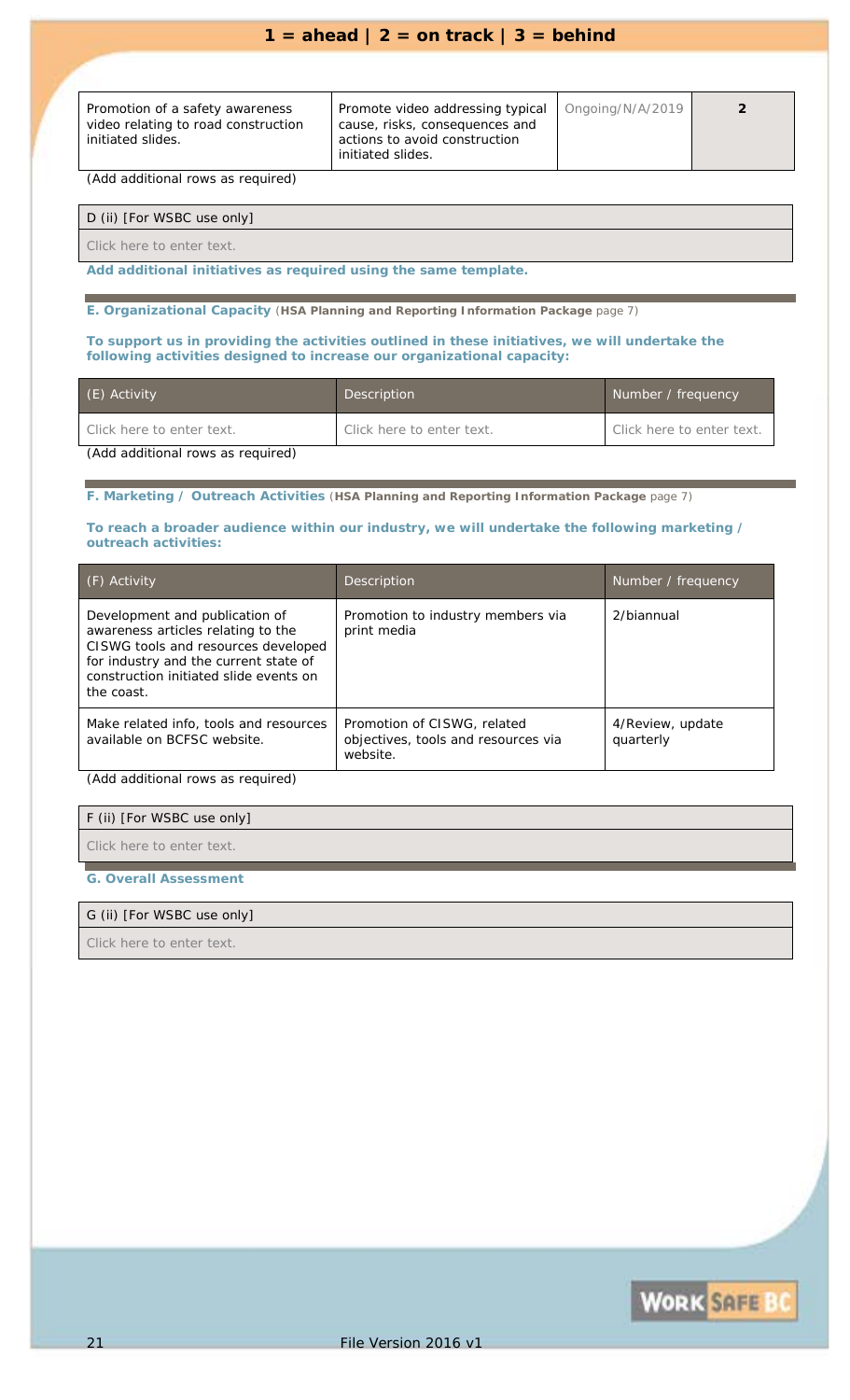**1 = ahead | 2 = on track | 3 = behind**

| | | | |
|---|---|---|---|
| Promotion of a safety awareness video relating to road construction initiated slides. | Promote video addressing typical cause, risks, consequences and actions to avoid construction initiated slides. | Ongoing/N/A/2019 | 2 |

(Add additional rows as required)

| D (ii) [For WSBC use only] |
|---|
| Click here to enter text. |

**Add additional initiatives as required using the same template.**

**E. Organizational Capacity** (**HSA Planning and Reporting Information Package** page 7)

**To support us in providing the activities outlined in these initiatives, we will undertake the following activities designed to increase our organizational capacity:**

| (E) Activity | Description | Number / frequency |
|---|---|---|
| Click here to enter text. | Click here to enter text. | Click here to enter text. |

(Add additional rows as required)

**F. Marketing / Outreach Activities** (**HSA Planning and Reporting Information Package** page 7)

**To reach a broader audience within our industry, we will undertake the following marketing / outreach activities:**

| (F) Activity | Description | Number / frequency |
|---|---|---|
| Development and publication of awareness articles relating to the CISWG tools and resources developed for industry and the current state of construction initiated slide events on the coast. | Promotion to industry members via print media | 2/biannual |
| Make related info, tools and resources available on BCFSC website. | Promotion of CISWG, related objectives, tools and resources via website. | 4/Review, update quarterly |

(Add additional rows as required)

| F (ii) [For WSBC use only] |
|---|
| Click here to enter text. |

**G. Overall Assessment**

| G (ii) [For WSBC use only] |
|---|
| Click here to enter text. |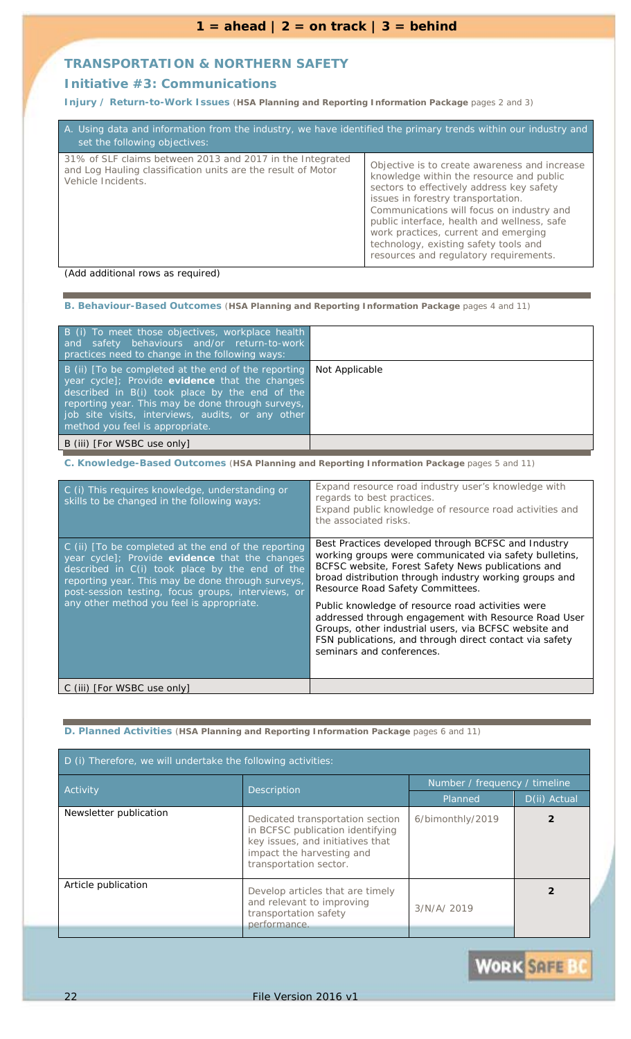**1 = ahead | 2 = on track | 3 = behind**

## TRANSPORTATION & NORTHERN SAFETY

### Initiative #3: Communications

**Injury / Return-to-Work Issues** (**HSA Planning and Reporting Information Package** pages 2 and 3)

| A. Using data and information from the industry, we have identified the primary trends within our industry and set the following objectives: | |
|---|---|
| 31% of SLF claims between 2013 and 2017 in the Integrated and Log Hauling classification units are the result of Motor Vehicle Incidents. | Objective is to create awareness and increase knowledge within the resource and public sectors to effectively address key safety issues in forestry transportation. Communications will focus on industry and public interface, health and wellness, safe work practices, current and emerging technology, existing safety tools and resources and regulatory requirements. |

(Add additional rows as required)

**B. Behaviour-Based Outcomes** (**HSA Planning and Reporting Information Package** pages 4 and 11)

| | |
|---|---|
| B (i) To meet those objectives, workplace health and safety behaviours and/or return-to-work practices need to change in the following ways: | |
| B (ii) [To be completed at the end of the reporting year cycle]; Provide **evidence** that the changes described in B(i) took place by the end of the reporting year. This may be done through surveys, job site visits, interviews, audits, or any other method you feel is appropriate. | Not Applicable |
| B (iii) [For WSBC use only] | |

**C. Knowledge-Based Outcomes** (**HSA Planning and Reporting Information Package** pages 5 and 11)

| | |
|---|---|
| C (i) This requires knowledge, understanding or skills to be changed in the following ways: | Expand resource road industry user's knowledge with regards to best practices.<br>Expand public knowledge of resource road activities and the associated risks. |
| C (ii) [To be completed at the end of the reporting year cycle]; Provide **evidence** that the changes described in C(i) took place by the end of the reporting year. This may be done through surveys, post-session testing, focus groups, interviews, or any other method you feel is appropriate. | Best Practices developed through BCFSC and Industry working groups were communicated via safety bulletins, BCFSC website, Forest Safety News publications and broad distribution through industry working groups and Resource Road Safety Committees.<br><br>Public knowledge of resource road activities were addressed through engagement with Resource Road User Groups, other industrial users, via BCFSC website and FSN publications, and through direct contact via safety seminars and conferences. |
| C (iii) [For WSBC use only] | |

**D. Planned Activities** (**HSA Planning and Reporting Information Package** pages 6 and 11)

D (i) Therefore, we will undertake the following activities:

| Activity | Description | Number / frequency / timeline | |
|---|---|---|---|
| | | Planned | D(ii) Actual |
| Newsletter publication | Dedicated transportation section in BCFSC publication identifying key issues, and initiatives that impact the harvesting and transportation sector. | 6/bimonthly/2019 | 2 |
| Article publication | Develop articles that are timely and relevant to improving transportation safety performance. | 3/N/A/ 2019 | 2 |

File Version 2016 v1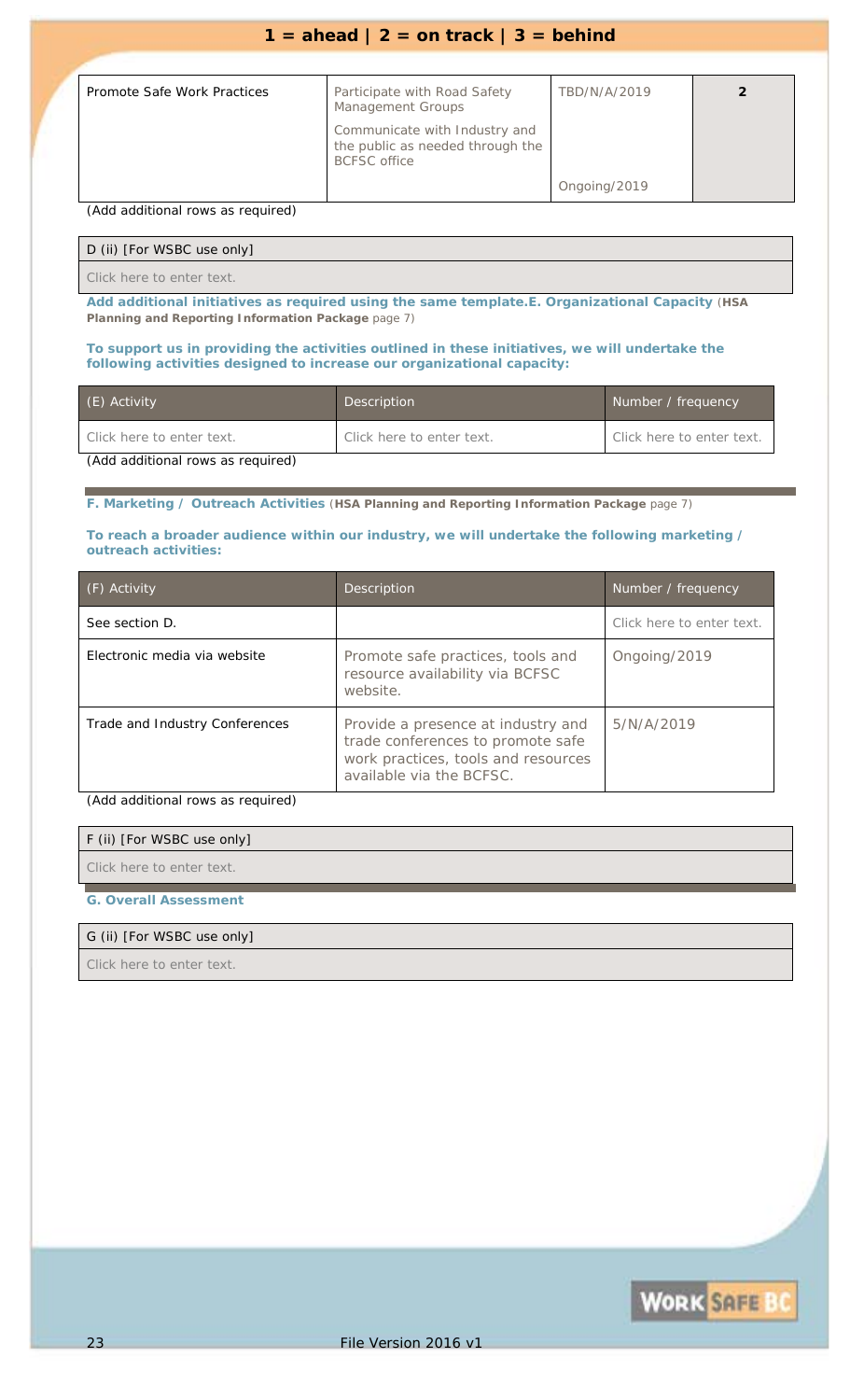**1 = ahead | 2 = on track | 3 = behind**

| | | | |
|---|---|---|---|
| Promote Safe Work Practices | Participate with Road Safety Management Groups<br><br>Communicate with Industry and the public as needed through the BCFSC office | TBD/N/A/2019<br><br>Ongoing/2019 | 2 |

(Add additional rows as required)

| D (ii) [For WSBC use only] |
|---|
| Click here to enter text. |

**Add additional initiatives as required using the same template.E. Organizational Capacity** (**HSA Planning and Reporting Information Package** page 7)

**To support us in providing the activities outlined in these initiatives, we will undertake the following activities designed to increase our organizational capacity:**

| (E) Activity | Description | Number / frequency |
|---|---|---|
| Click here to enter text. | Click here to enter text. | Click here to enter text. |

(Add additional rows as required)

**F. Marketing / Outreach Activities** (**HSA Planning and Reporting Information Package** page 7)

**To reach a broader audience within our industry, we will undertake the following marketing / outreach activities:**

| (F) Activity | Description | Number / frequency |
|---|---|---|
| See section D. | | Click here to enter text. |
| Electronic media via website | Promote safe practices, tools and resource availability via BCFSC website. | Ongoing/2019 |
| Trade and Industry Conferences | Provide a presence at industry and trade conferences to promote safe work practices, tools and resources available via the BCFSC. | 5/N/A/2019 |

(Add additional rows as required)

| F (ii) [For WSBC use only] |
|---|
| Click here to enter text. |

**G. Overall Assessment**

| G (ii) [For WSBC use only] |
|---|
| Click here to enter text. |

File Version 2016 v1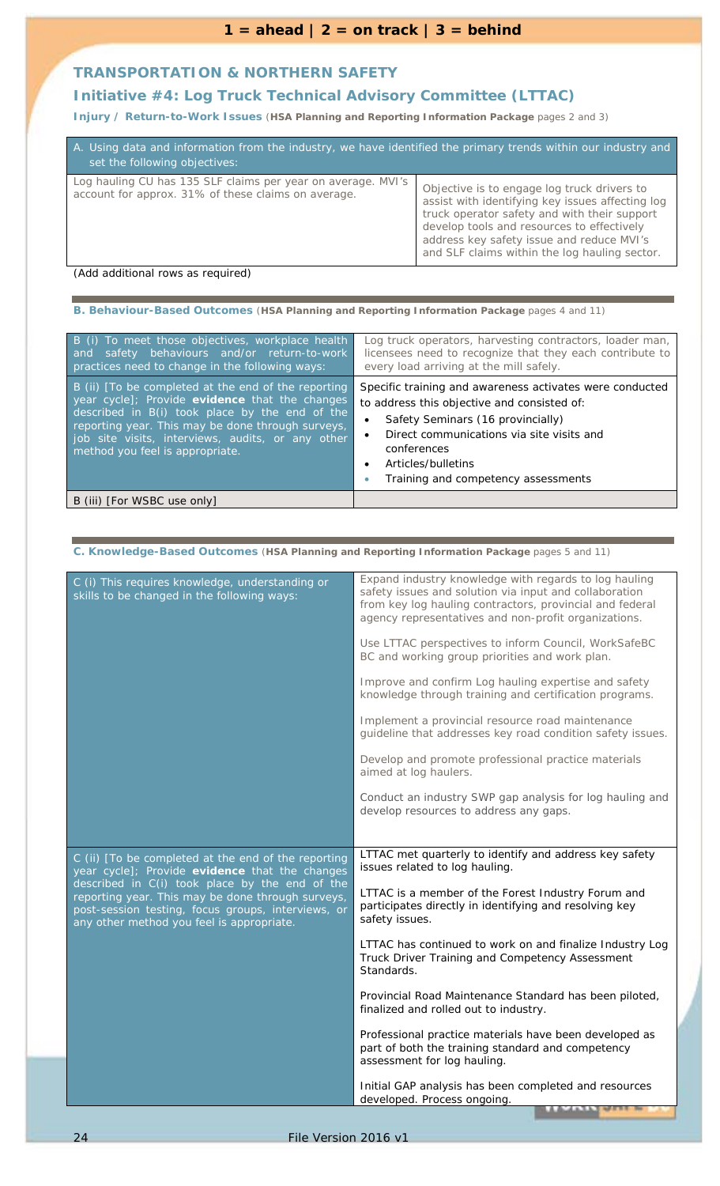**1 = ahead | 2 = on track | 3 = behind**

## TRANSPORTATION & NORTHERN SAFETY

### Initiative #4: Log Truck Technical Advisory Committee (LTTAC)

**Injury / Return-to-Work Issues** (**HSA Planning and Reporting Information Package** pages 2 and 3)

| A. Using data and information from the industry, we have identified the primary trends within our industry and set the following objectives: | |
|---|---|
| Log hauling CU has 135 SLF claims per year on average. MVI's account for approx. 31% of these claims on average. | Objective is to engage log truck drivers to assist with identifying key issues affecting log truck operator safety and with their support develop tools and resources to effectively address key safety issue and reduce MVI's and SLF claims within the log hauling sector. |

(Add additional rows as required)

**B. Behaviour-Based Outcomes** (**HSA Planning and Reporting Information Package** pages 4 and 11)

| | |
|---|---|
| B (i) To meet those objectives, workplace health and safety behaviours and/or return-to-work practices need to change in the following ways: | Log truck operators, harvesting contractors, loader man, licensees need to recognize that they each contribute to every load arriving at the mill safely. |
| B (ii) [To be completed at the end of the reporting year cycle]; Provide **evidence** that the changes described in B(i) took place by the end of the reporting year. This may be done through surveys, job site visits, interviews, audits, or any other method you feel is appropriate. | Specific training and awareness activates were conducted to address this objective and consisted of:<br>• Safety Seminars (16 provincially)<br>• Direct communications via site visits and conferences<br>• Articles/bulletins<br>• Training and competency assessments |
| B (iii) [For WSBC use only] | |

**C. Knowledge-Based Outcomes** (**HSA Planning and Reporting Information Package** pages 5 and 11)

| | |
|---|---|
| C (i) This requires knowledge, understanding or skills to be changed in the following ways: | Expand industry knowledge with regards to log hauling safety issues and solution via input and collaboration from key log hauling contractors, provincial and federal agency representatives and non-profit organizations.<br><br>Use LTTAC perspectives to inform Council, WorkSafeBC and working group priorities and work plan.<br><br>Improve and confirm Log hauling expertise and safety knowledge through training and certification programs.<br><br>Implement a provincial resource road maintenance guideline that addresses key road condition safety issues.<br><br>Develop and promote professional practice materials aimed at log haulers.<br><br>Conduct an industry SWP gap analysis for log hauling and develop resources to address any gaps. |
| C (ii) [To be completed at the end of the reporting year cycle]; Provide **evidence** that the changes described in C(i) took place by the end of the reporting year. This may be done through surveys, post-session testing, focus groups, interviews, or any other method you feel is appropriate. | LTTAC met quarterly to identify and address key safety issues related to log hauling.<br><br>LTTAC is a member of the Forest Industry Forum and participates directly in identifying and resolving key safety issues.<br><br>LTTAC has continued to work on and finalize Industry Log Truck Driver Training and Competency Assessment Standards.<br><br>Provincial Road Maintenance Standard has been piloted, finalized and rolled out to industry.<br><br>Professional practice materials have been developed as part of both the training standard and competency assessment for log hauling.<br><br>Initial GAP analysis has been completed and resources developed. Process ongoing. |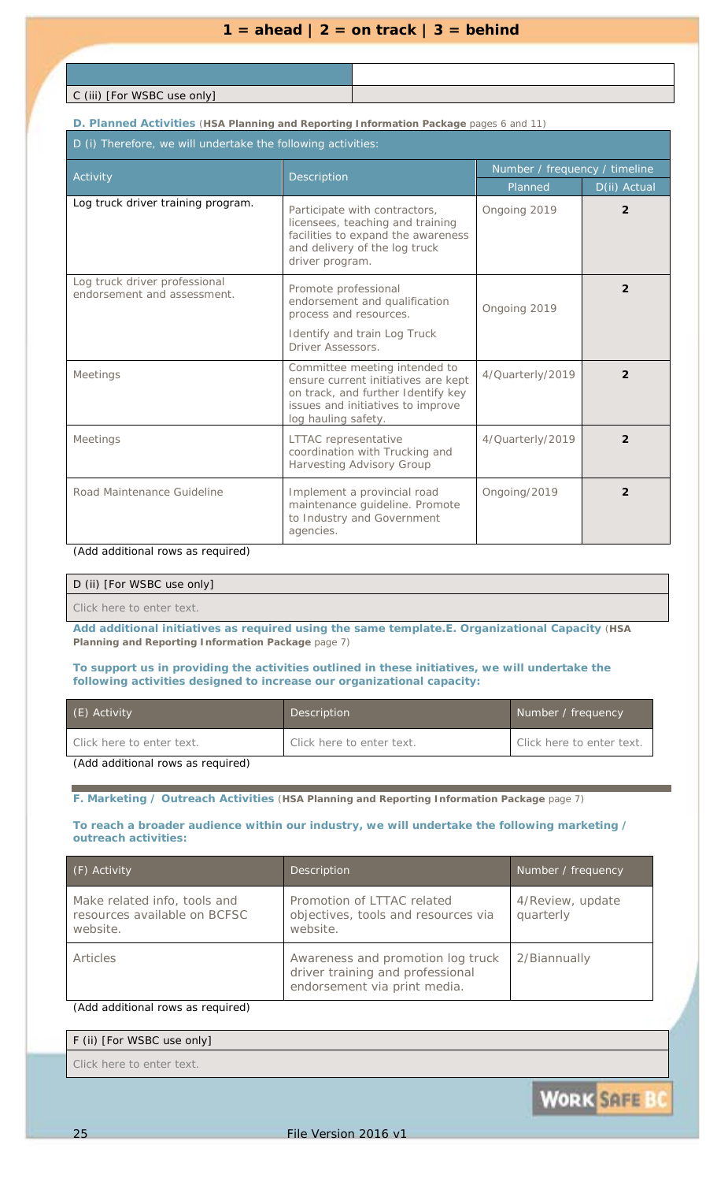**1 = ahead | 2 = on track | 3 = behind**

| C (iii) [For WSBC use only] | |
|---|---|

**D. Planned Activities** (**HSA Planning and Reporting Information Package** pages 6 and 11)

D (i) Therefore, we will undertake the following activities:

| Activity | Description | Number / frequency / timeline | |
|---|---|---|---|
| | | Planned | D(ii) Actual |
| Log truck driver training program. | Participate with contractors, licensees, teaching and training facilities to expand the awareness and delivery of the log truck driver program. | Ongoing 2019 | 2 |
| Log truck driver professional endorsement and assessment. | Promote professional endorsement and qualification process and resources.<br>Identify and train Log Truck Driver Assessors. | Ongoing 2019 | 2 |
| Meetings | Committee meeting intended to ensure current initiatives are kept on track, and further Identify key issues and initiatives to improve log hauling safety. | 4/Quarterly/2019 | 2 |
| Meetings | LTTAC representative coordination with Trucking and Harvesting Advisory Group | 4/Quarterly/2019 | 2 |
| Road Maintenance Guideline | Implement a provincial road maintenance guideline. Promote to Industry and Government agencies. | Ongoing/2019 | 2 |

(Add additional rows as required)

D (ii) [For WSBC use only]

Click here to enter text.

**Add additional initiatives as required using the same template.**

**E. Organizational Capacity** (**HSA Planning and Reporting Information Package** page 7)

**To support us in providing the activities outlined in these initiatives, we will undertake the following activities designed to increase our organizational capacity:**

| (E) Activity | Description | Number / frequency |
|---|---|---|
| Click here to enter text. | Click here to enter text. | Click here to enter text. |

(Add additional rows as required)

**F. Marketing / Outreach Activities** (**HSA Planning and Reporting Information Package** page 7)

**To reach a broader audience within our industry, we will undertake the following marketing / outreach activities:**

| (F) Activity | Description | Number / frequency |
|---|---|---|
| Make related info, tools and resources available on BCFSC website. | Promotion of LTTAC related objectives, tools and resources via website. | 4/Review, update quarterly |
| Articles | Awareness and promotion log truck driver training and professional endorsement via print media. | 2/Biannually |

(Add additional rows as required)

F (ii) [For WSBC use only]

Click here to enter text.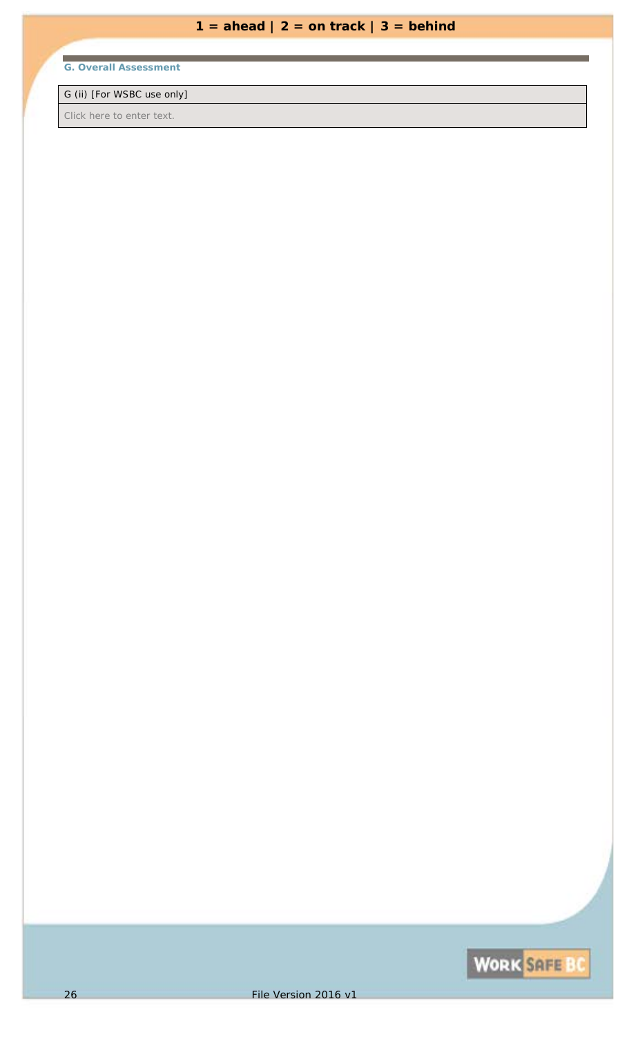**1 = ahead | 2 = on track | 3 = behind**

### G. Overall Assessment

| G (ii) [For WSBC use only] |
| --- |
| Click here to enter text. |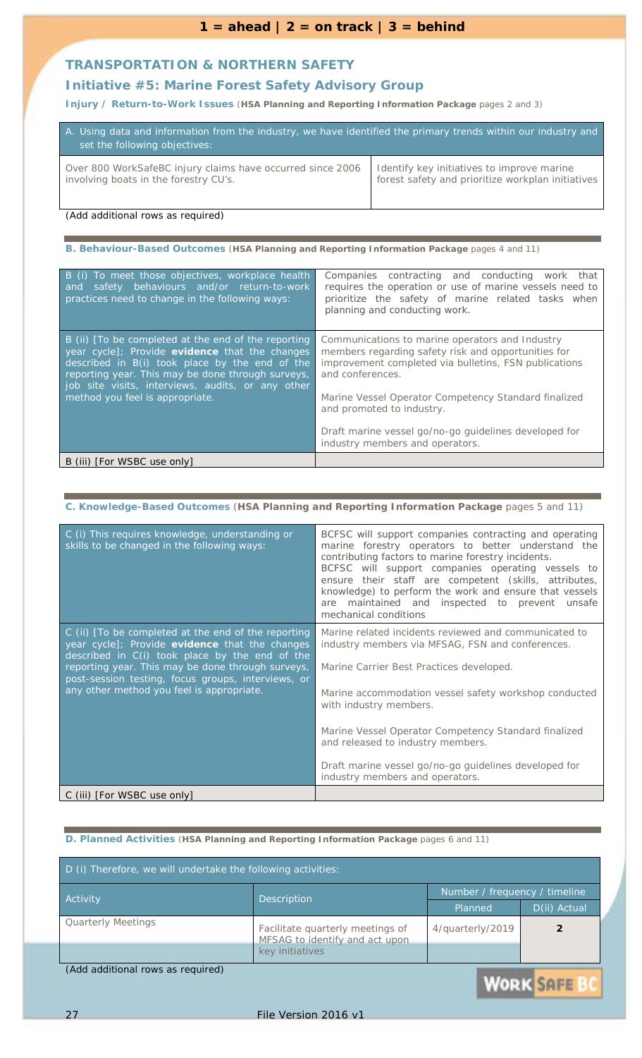**1 = ahead | 2 = on track | 3 = behind**

## TRANSPORTATION & NORTHERN SAFETY

### Initiative #5: Marine Forest Safety Advisory Group

**Injury / Return-to-Work Issues** (**HSA Planning and Reporting Information Package** pages 2 and 3)

| A. Using data and information from the industry, we have identified the primary trends within our industry and set the following objectives: | |
|---|---|
| Over 800 WorkSafeBC injury claims have occurred since 2006 involving boats in the forestry CU's. | Identify key initiatives to improve marine forest safety and prioritize workplan initiatives |

(Add additional rows as required)

**B. Behaviour-Based Outcomes** (**HSA Planning and Reporting Information Package** pages 4 and 11)

| | |
|---|---|
| B (i) To meet those objectives, workplace health and safety behaviours and/or return-to-work practices need to change in the following ways: | Companies contracting and conducting work that requires the operation or use of marine vessels need to prioritize the safety of marine related tasks when planning and conducting work. |
| B (ii) [To be completed at the end of the reporting year cycle]; Provide **evidence** that the changes described in B(i) took place by the end of the reporting year. This may be done through surveys, job site visits, interviews, audits, or any other method you feel is appropriate. | Communications to marine operators and Industry members regarding safety risk and opportunities for improvement completed via bulletins, FSN publications and conferences.<br><br>Marine Vessel Operator Competency Standard finalized and promoted to industry.<br><br>Draft marine vessel go/no-go guidelines developed for industry members and operators. |
| B (iii) [For WSBC use only] | |

**C. Knowledge-Based Outcomes** (**HSA Planning and Reporting Information Package** pages 5 and 11)

| | |
|---|---|
| C (i) This requires knowledge, understanding or skills to be changed in the following ways: | BCFSC will support companies contracting and operating marine forestry operators to better understand the contributing factors to marine forestry incidents.<br>BCFSC will support companies operating vessels to ensure their staff are competent (skills, attributes, knowledge) to perform the work and ensure that vessels are maintained and inspected to prevent unsafe mechanical conditions |
| C (ii) [To be completed at the end of the reporting year cycle]; Provide **evidence** that the changes described in C(i) took place by the end of the reporting year. This may be done through surveys, post-session testing, focus groups, interviews, or any other method you feel is appropriate. | Marine related incidents reviewed and communicated to industry members via MFSAG, FSN and conferences.<br><br>Marine Carrier Best Practices developed.<br><br>Marine accommodation vessel safety workshop conducted with industry members.<br><br>Marine Vessel Operator Competency Standard finalized and released to industry members.<br><br>Draft marine vessel go/no-go guidelines developed for industry members and operators. |
| C (iii) [For WSBC use only] | |

**D. Planned Activities** (**HSA Planning and Reporting Information Package** pages 6 and 11)

| D (i) Therefore, we will undertake the following activities: | | | |
|---|---|---|---|
| Activity | Description | Number / frequency / timeline | |
| | | Planned | D(ii) Actual |
| Quarterly Meetings | Facilitate quarterly meetings of MFSAG to identify and act upon key initiatives | 4/quarterly/2019 | **2** |

(Add additional rows as required)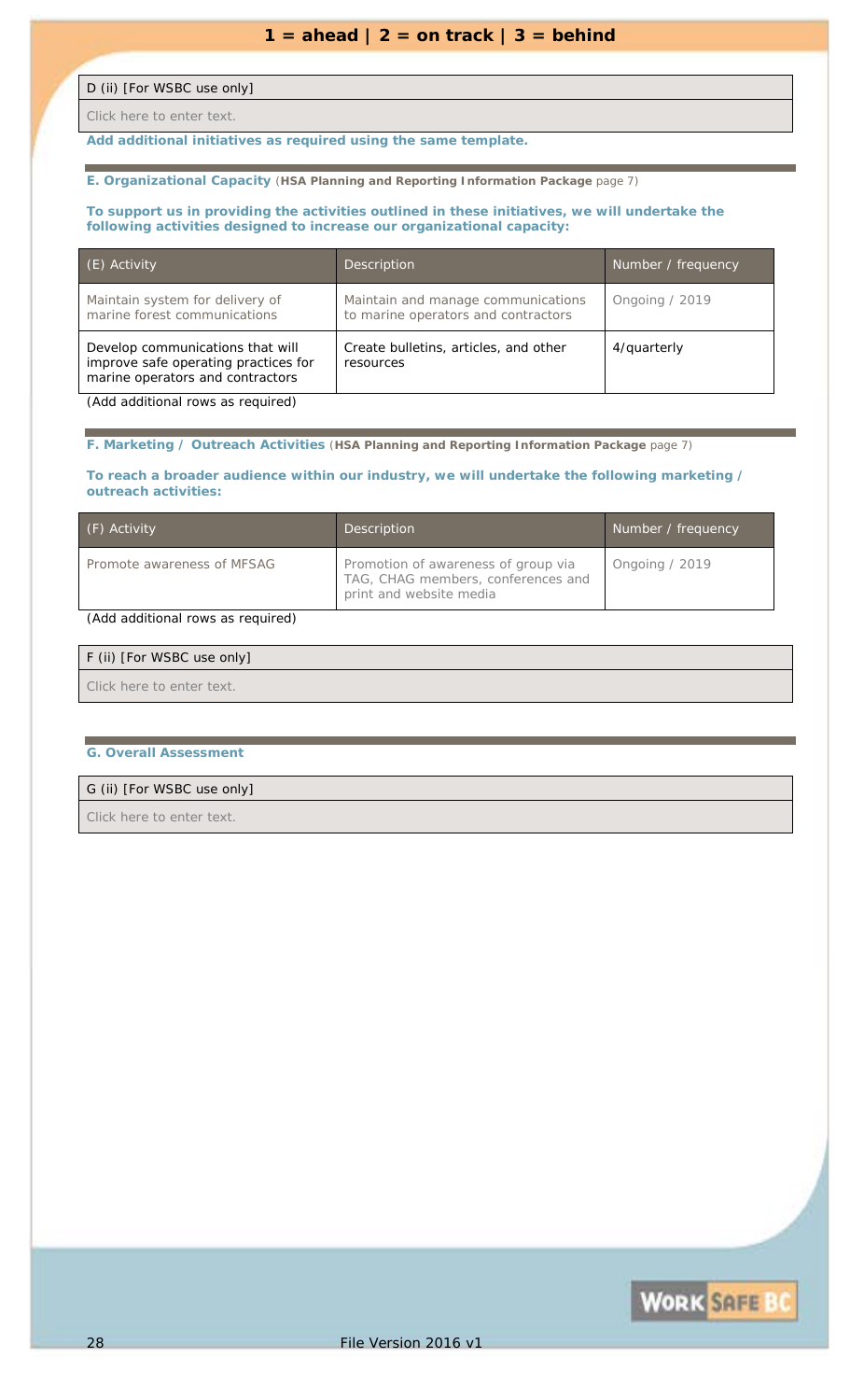**1 = ahead | 2 = on track | 3 = behind**

| D (ii) [For WSBC use only] |
|---|
| Click here to enter text. |

**Add additional initiatives as required using the same template.**

**E. Organizational Capacity** (**HSA Planning and Reporting Information Package** page 7)

**To support us in providing the activities outlined in these initiatives, we will undertake the following activities designed to increase our organizational capacity:**

| (E) Activity | Description | Number / frequency |
|---|---|---|
| Maintain system for delivery of marine forest communications | Maintain and manage communications to marine operators and contractors | Ongoing / 2019 |
| Develop communications that will improve safe operating practices for marine operators and contractors | Create bulletins, articles, and other resources | 4/quarterly |

(Add additional rows as required)

**F. Marketing / Outreach Activities** (**HSA Planning and Reporting Information Package** page 7)

**To reach a broader audience within our industry, we will undertake the following marketing / outreach activities:**

| (F) Activity | Description | Number / frequency |
|---|---|---|
| Promote awareness of MFSAG | Promotion of awareness of group via TAG, CHAG members, conferences and print and website media | Ongoing / 2019 |

(Add additional rows as required)

| F (ii) [For WSBC use only] |
|---|
| Click here to enter text. |

**G. Overall Assessment**

| G (ii) [For WSBC use only] |
|---|
| Click here to enter text. |

File Version 2016 v1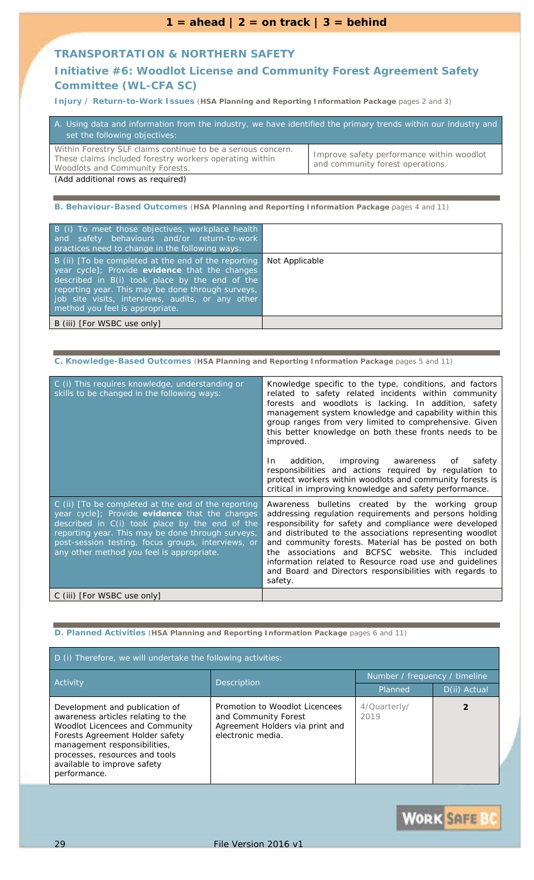**1 = ahead | 2 = on track | 3 = behind**

## TRANSPORTATION & NORTHERN SAFETY

## Initiative #6: Woodlot License and Community Forest Agreement Safety Committee (WL-CFA SC)

**Injury / Return-to-Work Issues** (**HSA Planning and Reporting Information Package** pages 2 and 3)

| A. Using data and information from the industry, we have identified the primary trends within our industry and set the following objectives: | |
|---|---|
| Within Forestry SLF claims continue to be a serious concern. These claims included forestry workers operating within Woodlots and Community Forests. | Improve safety performance within woodlot and community forest operations. |

(Add additional rows as required)

**B. Behaviour-Based Outcomes** (**HSA Planning and Reporting Information Package** pages 4 and 11)

| | |
|---|---|
| B (i) To meet those objectives, workplace health and safety behaviours and/or return-to-work practices need to change in the following ways: | |
| B (ii) [To be completed at the end of the reporting year cycle]; Provide **evidence** that the changes described in B(i) took place by the end of the reporting year. This may be done through surveys, job site visits, interviews, audits, or any other method you feel is appropriate. | Not Applicable |
| B (iii) [For WSBC use only] | |

**C. Knowledge-Based Outcomes** (**HSA Planning and Reporting Information Package** pages 5 and 11)

| | |
|---|---|
| C (i) This requires knowledge, understanding or skills to be changed in the following ways: | Knowledge specific to the type, conditions, and factors related to safety related incidents within community forests and woodlots is lacking. In addition, safety management system knowledge and capability within this group ranges from very limited to comprehensive. Given this better knowledge on both these fronts needs to be improved.<br><br>In addition, improving awareness of safety responsibilities and actions required by regulation to protect workers within woodlots and community forests is critical in improving knowledge and safety performance. |
| C (ii) [To be completed at the end of the reporting year cycle]; Provide **evidence** that the changes described in C(i) took place by the end of the reporting year. This may be done through surveys, post-session testing, focus groups, interviews, or any other method you feel is appropriate. | Awareness bulletins created by the working group addressing regulation requirements and persons holding responsibility for safety and compliance were developed and distributed to the associations representing woodlot and community forests. Material has be posted on both the associations and BCFSC website. This included information related to Resource road use and guidelines and Board and Directors responsibilities with regards to safety. |
| C (iii) [For WSBC use only] | |

**D. Planned Activities** (**HSA Planning and Reporting Information Package** pages 6 and 11)

D (i) Therefore, we will undertake the following activities:

| Activity | Description | Number / frequency / timeline | |
|---|---|---|---|
| | | Planned | D(ii) Actual |
| Development and publication of awareness articles relating to the Woodlot Licencees and Community Forests Agreement Holder safety management responsibilities, processes, resources and tools available to improve safety performance. | Promotion to Woodlot Licencees and Community Forest Agreement Holders via print and electronic media. | 4/Quarterly/ 2019 | **2** |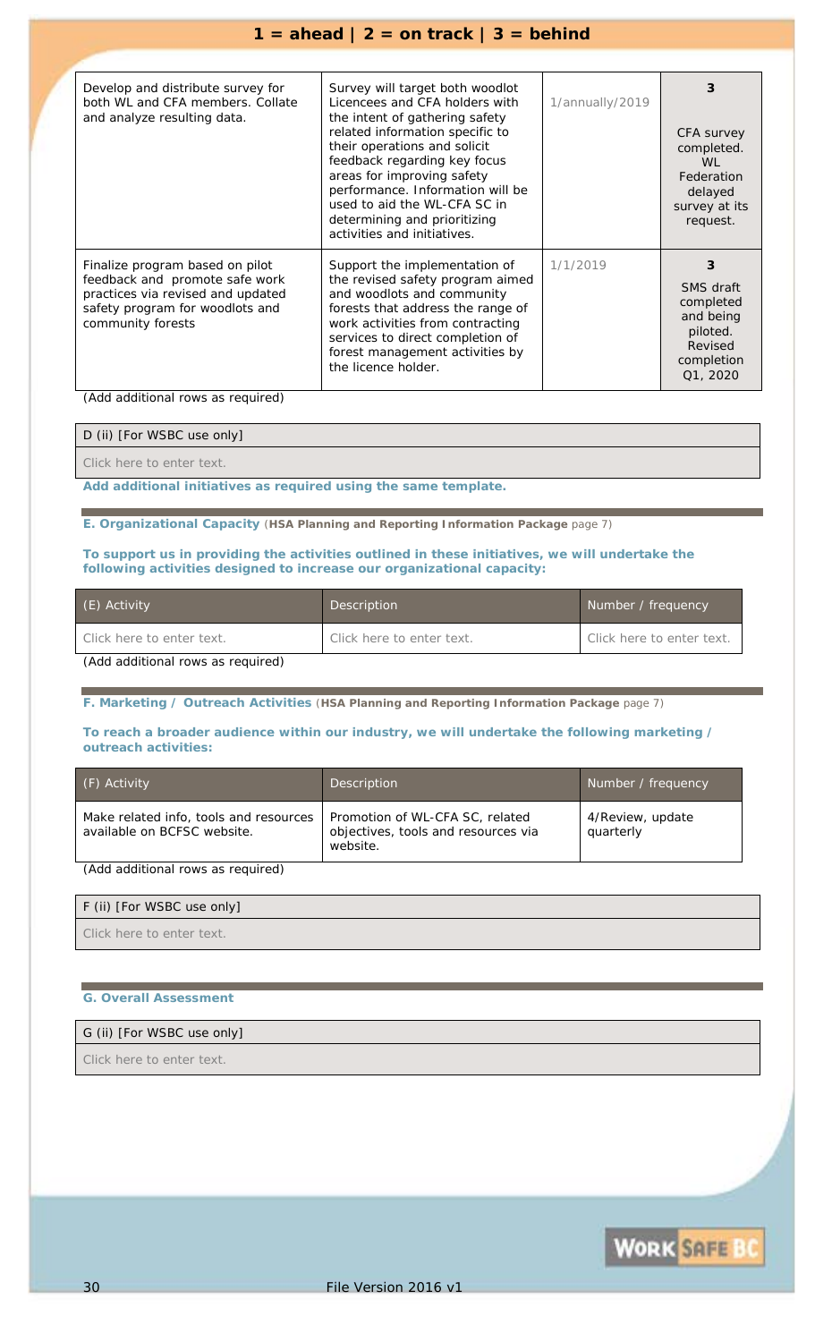**1 = ahead | 2 = on track | 3 = behind**

| | | | |
|---|---|---|---|
| Develop and distribute survey for both WL and CFA members. Collate and analyze resulting data. | Survey will target both woodlot Licencees and CFA holders with the intent of gathering safety related information specific to their operations and solicit feedback regarding key focus areas for improving safety performance. Information will be used to aid the WL-CFA SC in determining and prioritizing activities and initiatives. | 1/annually/2019 | **3** CFA survey completed. WL Federation delayed survey at its request. |
| Finalize program based on pilot feedback and promote safe work practices via revised and updated safety program for woodlots and community forests | Support the implementation of the revised safety program aimed and woodlots and community forests that address the range of work activities from contracting services to direct completion of forest management activities by the licence holder. | 1/1/2019 | **3** SMS draft completed and being piloted. Revised completion Q1, 2020 |

(Add additional rows as required)

D (ii) [For WSBC use only]

Click here to enter text.

**Add additional initiatives as required using the same template.**

**E. Organizational Capacity** (**HSA Planning and Reporting Information Package** page 7)

**To support us in providing the activities outlined in these initiatives, we will undertake the following activities designed to increase our organizational capacity:**

| (E) Activity | Description | Number / frequency |
|---|---|---|
| Click here to enter text. | Click here to enter text. | Click here to enter text. |

(Add additional rows as required)

**F. Marketing / Outreach Activities** (**HSA Planning and Reporting Information Package** page 7)

**To reach a broader audience within our industry, we will undertake the following marketing / outreach activities:**

| (F) Activity | Description | Number / frequency |
|---|---|---|
| Make related info, tools and resources available on BCFSC website. | Promotion of WL-CFA SC, related objectives, tools and resources via website. | 4/Review, update quarterly |

(Add additional rows as required)

F (ii) [For WSBC use only]

Click here to enter text.

**G. Overall Assessment**

G (ii) [For WSBC use only]

Click here to enter text.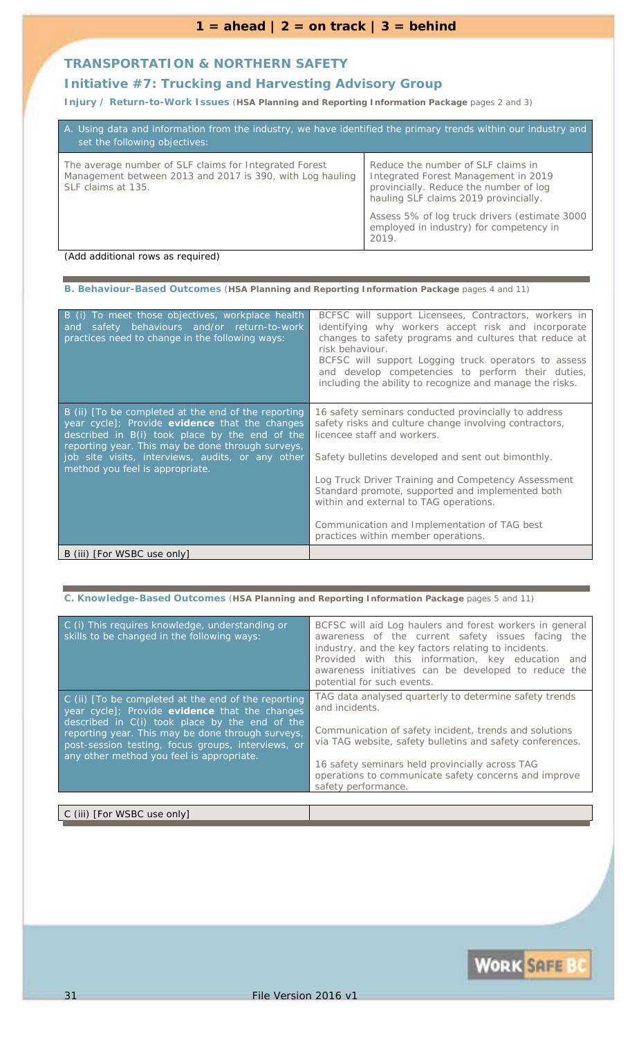**1 = ahead | 2 = on track | 3 = behind**

## TRANSPORTATION & NORTHERN SAFETY

### Initiative #7: Trucking and Harvesting Advisory Group

**Injury / Return-to-Work Issues** (**HSA Planning and Reporting Information Package** pages 2 and 3)

| A. Using data and information from the industry, we have identified the primary trends within our industry and set the following objectives: | |
|---|---|
| The average number of SLF claims for Integrated Forest Management between 2013 and 2017 is 390, with Log hauling SLF claims at 135. | Reduce the number of SLF claims in Integrated Forest Management in 2019 provincially. Reduce the number of log hauling SLF claims 2019 provincially.<br><br>Assess 5% of log truck drivers (estimate 3000 employed in industry) for competency in 2019. |

(Add additional rows as required)

**B. Behaviour-Based Outcomes** (**HSA Planning and Reporting Information Package** pages 4 and 11)

| | |
|---|---|
| B (i) To meet those objectives, workplace health and safety behaviours and/or return-to-work practices need to change in the following ways: | BCFSC will support Licensees, Contractors, workers in identifying why workers accept risk and incorporate changes to safety programs and cultures that reduce at risk behaviour.<br>BCFSC will support Logging truck operators to assess and develop competencies to perform their duties, including the ability to recognize and manage the risks. |
| B (ii) [To be completed at the end of the reporting year cycle]; Provide **evidence** that the changes described in B(i) took place by the end of the reporting year. This may be done through surveys, job site visits, interviews, audits, or any other method you feel is appropriate. | 16 safety seminars conducted provincially to address safety risks and culture change involving contractors, licencee staff and workers.<br><br>Safety bulletins developed and sent out bimonthly.<br><br>Log Truck Driver Training and Competency Assessment Standard promote, supported and implemented both within and external to TAG operations.<br><br>Communication and Implementation of TAG best practices within member operations. |
| B (iii) [For WSBC use only] | |

**C. Knowledge-Based Outcomes** (**HSA Planning and Reporting Information Package** pages 5 and 11)

| | |
|---|---|
| C (i) This requires knowledge, understanding or skills to be changed in the following ways: | BCFSC will aid Log haulers and forest workers in general awareness of the current safety issues facing the industry, and the key factors relating to incidents. Provided with this information, key education and awareness initiatives can be developed to reduce the potential for such events. |
| C (ii) [To be completed at the end of the reporting year cycle]; Provide **evidence** that the changes described in C(i) took place by the end of the reporting year. This may be done through surveys, post-session testing, focus groups, interviews, or any other method you feel is appropriate. | TAG data analysed quarterly to determine safety trends and incidents.<br><br>Communication of safety incident, trends and solutions via TAG website, safety bulletins and safety conferences.<br><br>16 safety seminars held provincially across TAG operations to communicate safety concerns and improve safety performance. |
| C (iii) [For WSBC use only] | |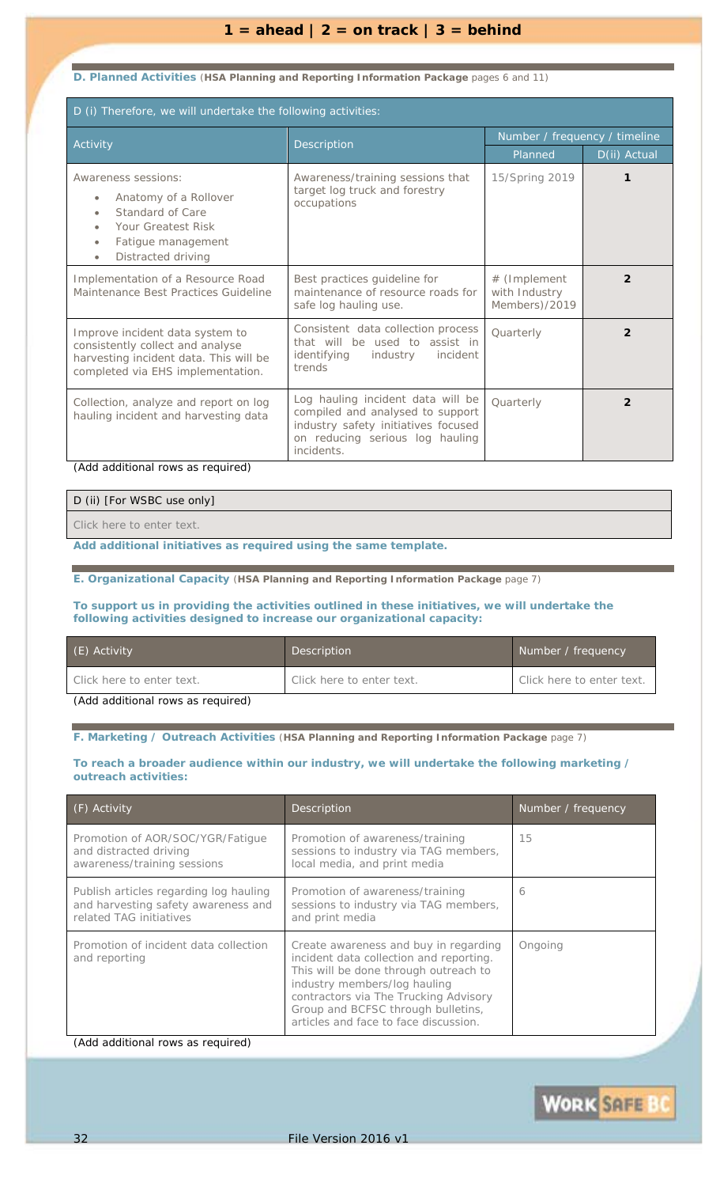**1 = ahead | 2 = on track | 3 = behind**

**D. Planned Activities** (**HSA Planning and Reporting Information Package** pages 6 and 11)

| D (i) Therefore, we will undertake the following activities: | | | |
|---|---|---|---|
| Activity | Description | Number / frequency / timeline | |
| | | Planned | D(ii) Actual |
| Awareness sessions:<br>• Anatomy of a Rollover<br>• Standard of Care<br>• Your Greatest Risk<br>• Fatigue management<br>• Distracted driving | Awareness/training sessions that target log truck and forestry occupations | 15/Spring 2019 | 1 |
| Implementation of a Resource Road Maintenance Best Practices Guideline | Best practices guideline for maintenance of resource roads for safe log hauling use. | # (Implement with Industry Members)/2019 | 2 |
| Improve incident data system to consistently collect and analyse harvesting incident data. This will be completed via EHS implementation. | Consistent data collection process that will be used to assist in identifying industry incident trends | Quarterly | 2 |
| Collection, analyze and report on log hauling incident and harvesting data | Log hauling incident data will be compiled and analysed to support industry safety initiatives focused on reducing serious log hauling incidents. | Quarterly | 2 |

(Add additional rows as required)

| D (ii) [For WSBC use only] |
|---|
| Click here to enter text. |

**Add additional initiatives as required using the same template.**

**E. Organizational Capacity** (**HSA Planning and Reporting Information Package** page 7)

**To support us in providing the activities outlined in these initiatives, we will undertake the following activities designed to increase our organizational capacity:**

| (E) Activity | Description | Number / frequency |
|---|---|---|
| Click here to enter text. | Click here to enter text. | Click here to enter text. |

(Add additional rows as required)

**F. Marketing / Outreach Activities** (**HSA Planning and Reporting Information Package** page 7)

**To reach a broader audience within our industry, we will undertake the following marketing / outreach activities:**

| (F) Activity | Description | Number / frequency |
|---|---|---|
| Promotion of AOR/SOC/YGR/Fatigue and distracted driving awareness/training sessions | Promotion of awareness/training sessions to industry via TAG members, local media, and print media | 15 |
| Publish articles regarding log hauling and harvesting safety awareness and related TAG initiatives | Promotion of awareness/training sessions to industry via TAG members, and print media | 6 |
| Promotion of incident data collection and reporting | Create awareness and buy in regarding incident data collection and reporting. This will be done through outreach to industry members/log hauling contractors via The Trucking Advisory Group and BCFSC through bulletins, articles and face to face discussion. | Ongoing |

(Add additional rows as required)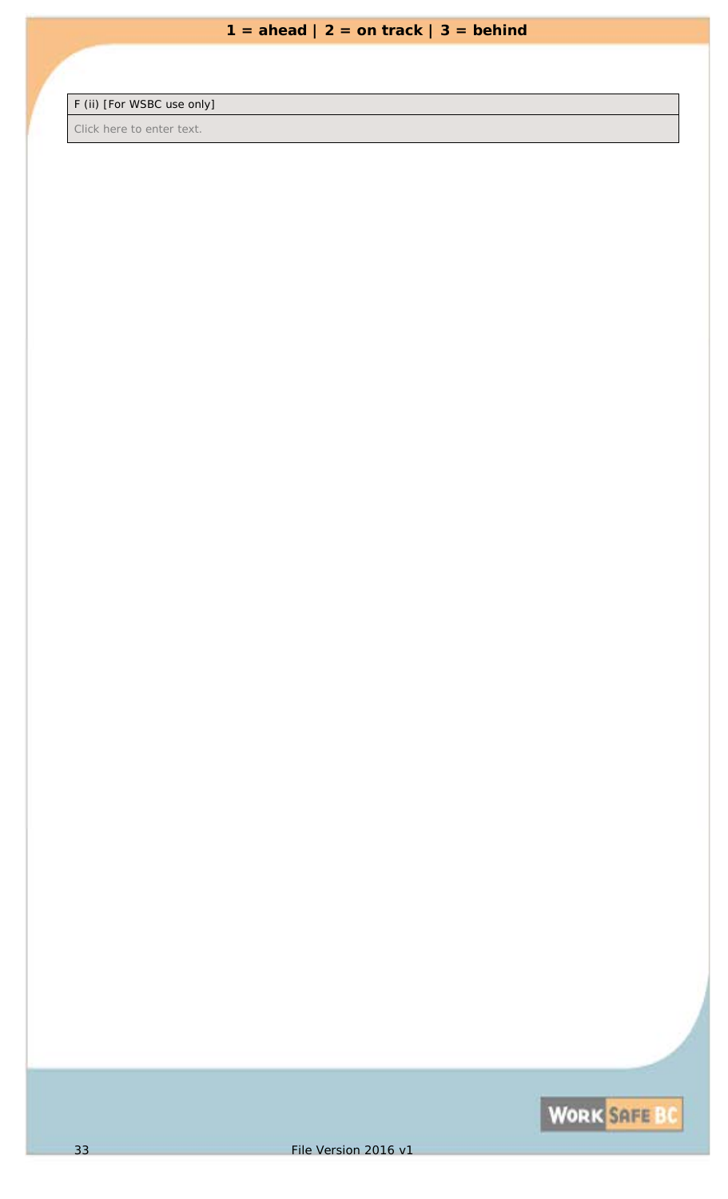**1 = ahead | 2 = on track | 3 = behind**

| F (ii) [For WSBC use only] |
|---|
| Click here to enter text. |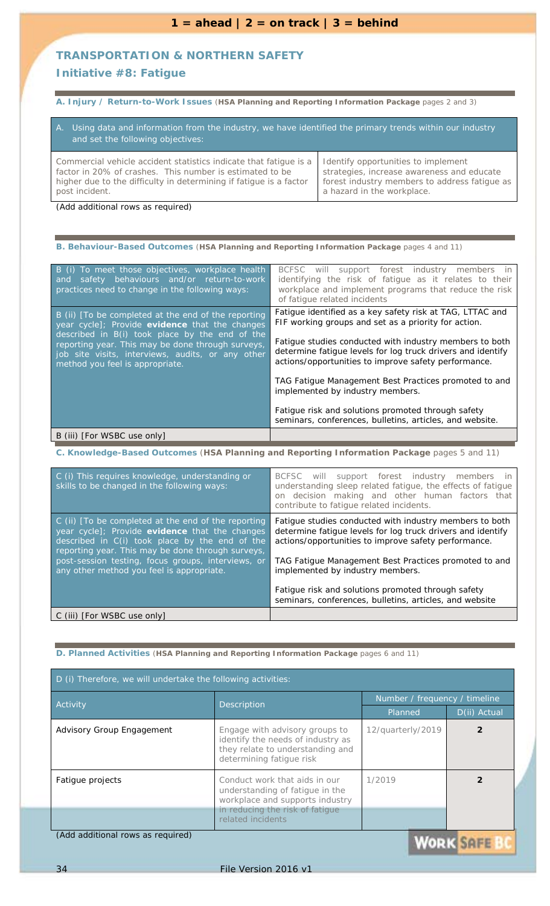**1 = ahead | 2 = on track | 3 = behind**

## TRANSPORTATION & NORTHERN SAFETY

### Initiative #8: Fatigue

**A. Injury / Return-to-Work Issues** (**HSA Planning and Reporting Information Package** pages 2 and 3)

| A. Using data and information from the industry, we have identified the primary trends within our industry and set the following objectives: | |
|---|---|
| Commercial vehicle accident statistics indicate that fatigue is a factor in 20% of crashes. This number is estimated to be higher due to the difficulty in determining if fatigue is a factor post incident. | Identify opportunities to implement strategies, increase awareness and educate forest industry members to address fatigue as a hazard in the workplace. |

(Add additional rows as required)

**B. Behaviour-Based Outcomes** (**HSA Planning and Reporting Information Package** pages 4 and 11)

| | |
|---|---|
| B (i) To meet those objectives, workplace health and safety behaviours and/or return-to-work practices need to change in the following ways: | BCFSC will support forest industry members in identifying the risk of fatigue as it relates to their workplace and implement programs that reduce the risk of fatigue related incidents |
| B (ii) [To be completed at the end of the reporting year cycle]; Provide **evidence** that the changes described in B(i) took place by the end of the reporting year. This may be done through surveys, job site visits, interviews, audits, or any other method you feel is appropriate. | Fatigue identified as a key safety risk at TAG, LTTAC and FIF working groups and set as a priority for action.<br><br>Fatigue studies conducted with industry members to both determine fatigue levels for log truck drivers and identify actions/opportunities to improve safety performance.<br><br>TAG Fatigue Management Best Practices promoted to and implemented by industry members.<br><br>Fatigue risk and solutions promoted through safety seminars, conferences, bulletins, articles, and website. |
| B (iii) [For WSBC use only] | |

**C. Knowledge-Based Outcomes** (**HSA Planning and Reporting Information Package** pages 5 and 11)

| | |
|---|---|
| C (i) This requires knowledge, understanding or skills to be changed in the following ways: | BCFSC will support forest industry members in understanding sleep related fatigue, the effects of fatigue on decision making and other human factors that contribute to fatigue related incidents. |
| C (ii) [To be completed at the end of the reporting year cycle]; Provide **evidence** that the changes described in C(i) took place by the end of the reporting year. This may be done through surveys, post-session testing, focus groups, interviews, or any other method you feel is appropriate. | Fatigue studies conducted with industry members to both determine fatigue levels for log truck drivers and identify actions/opportunities to improve safety performance.<br><br>TAG Fatigue Management Best Practices promoted to and implemented by industry members.<br><br>Fatigue risk and solutions promoted through safety seminars, conferences, bulletins, articles, and website |
| C (iii) [For WSBC use only] | |

**D. Planned Activities** (**HSA Planning and Reporting Information Package** pages 6 and 11)

D (i) Therefore, we will undertake the following activities:

| Activity | Description | Number / frequency / timeline | |
|---|---|---|---|
| | | Planned | D(ii) Actual |
| Advisory Group Engagement | Engage with advisory groups to identify the needs of industry as they relate to understanding and determining fatigue risk | 12/quarterly/2019 | 2 |
| Fatigue projects | Conduct work that aids in our understanding of fatigue in the workplace and supports industry in reducing the risk of fatigue related incidents | 1/2019 | 2 |

(Add additional rows as required)

File Version 2016 v1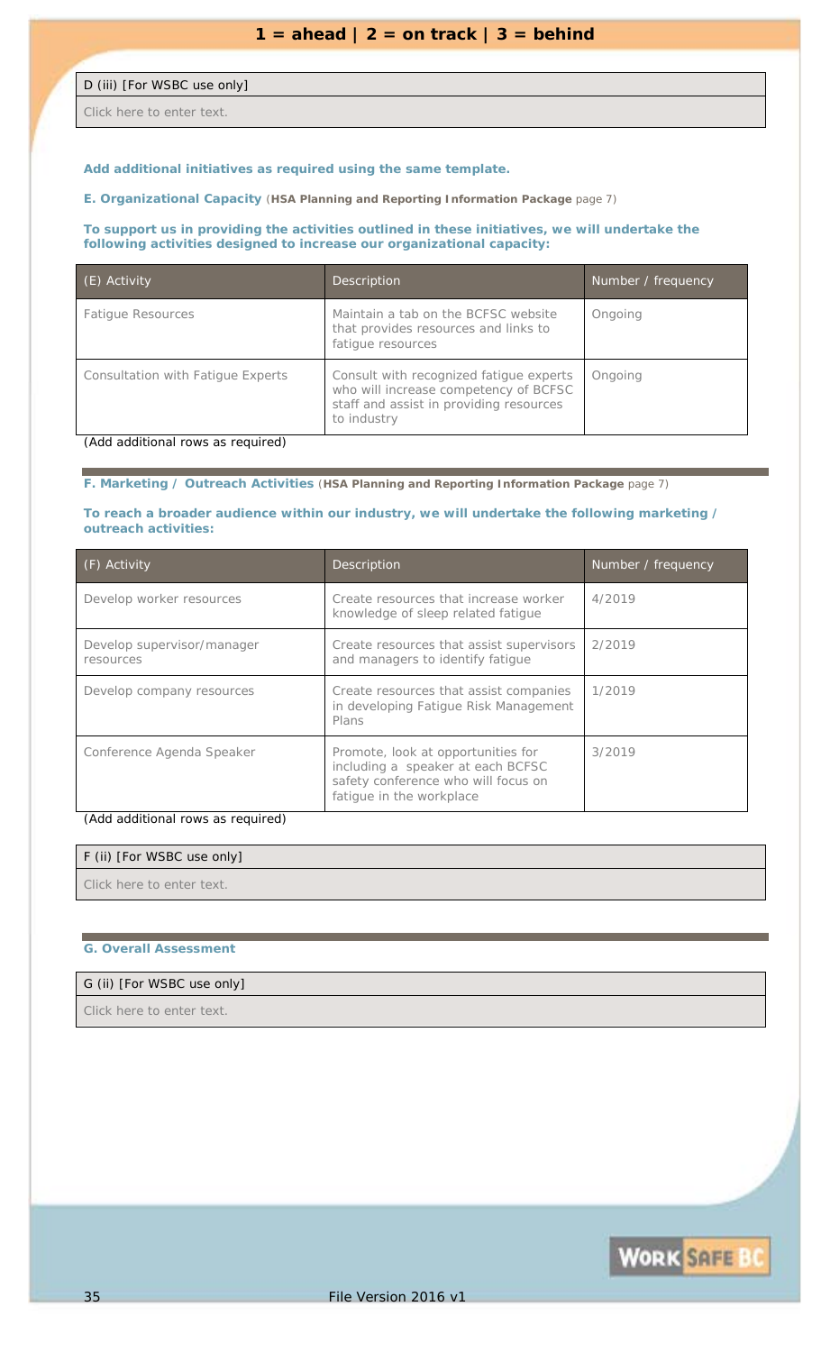**1 = ahead | 2 = on track | 3 = behind**

| D (iii) [For WSBC use only] |
|---|
| Click here to enter text. |

**Add additional initiatives as required using the same template.**

**E. Organizational Capacity** (**HSA Planning and Reporting Information Package** page 7)

**To support us in providing the activities outlined in these initiatives, we will undertake the following activities designed to increase our organizational capacity:**

| (E) Activity | Description | Number / frequency |
|---|---|---|
| Fatigue Resources | Maintain a tab on the BCFSC website that provides resources and links to fatigue resources | Ongoing |
| Consultation with Fatigue Experts | Consult with recognized fatigue experts who will increase competency of BCFSC staff and assist in providing resources to industry | Ongoing |

(Add additional rows as required)

**F. Marketing / Outreach Activities** (**HSA Planning and Reporting Information Package** page 7)

**To reach a broader audience within our industry, we will undertake the following marketing / outreach activities:**

| (F) Activity | Description | Number / frequency |
|---|---|---|
| Develop worker resources | Create resources that increase worker knowledge of sleep related fatigue | 4/2019 |
| Develop supervisor/manager resources | Create resources that assist supervisors and managers to identify fatigue | 2/2019 |
| Develop company resources | Create resources that assist companies in developing Fatigue Risk Management Plans | 1/2019 |
| Conference Agenda Speaker | Promote, look at opportunities for including a speaker at each BCFSC safety conference who will focus on fatigue in the workplace | 3/2019 |

(Add additional rows as required)

| F (ii) [For WSBC use only] |
|---|
| Click here to enter text. |

**G. Overall Assessment**

| G (ii) [For WSBC use only] |
|---|
| Click here to enter text. |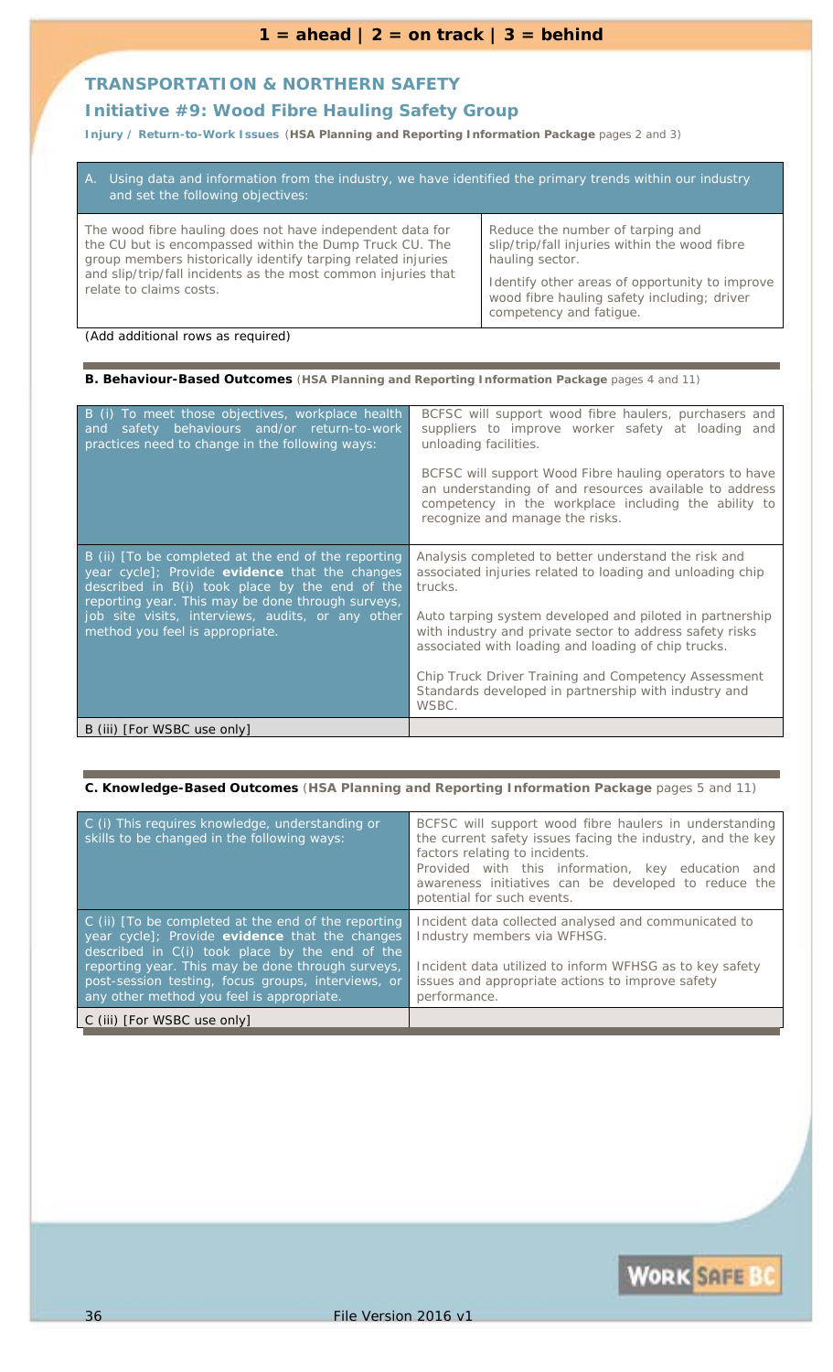**1 = ahead | 2 = on track | 3 = behind**

## TRANSPORTATION & NORTHERN SAFETY

### Initiative #9: Wood Fibre Hauling Safety Group

**Injury / Return-to-Work Issues** (**HSA Planning and Reporting Information Package** pages 2 and 3)

| A. Using data and information from the industry, we have identified the primary trends within our industry and set the following objectives: | |
|---|---|
| The wood fibre hauling does not have independent data for the CU but is encompassed within the Dump Truck CU. The group members historically identify tarping related injuries and slip/trip/fall incidents as the most common injuries that relate to claims costs. | Reduce the number of tarping and slip/trip/fall injuries within the wood fibre hauling sector.<br><br>Identify other areas of opportunity to improve wood fibre hauling safety including; driver competency and fatigue. |

(Add additional rows as required)

**B. Behaviour-Based Outcomes** (**HSA Planning and Reporting Information Package** pages 4 and 11)

| | |
|---|---|
| B (i) To meet those objectives, workplace health and safety behaviours and/or return-to-work practices need to change in the following ways: | BCFSC will support wood fibre haulers, purchasers and suppliers to improve worker safety at loading and unloading facilities.<br><br>BCFSC will support Wood Fibre hauling operators to have an understanding of and resources available to address competency in the workplace including the ability to recognize and manage the risks. |
| B (ii) [To be completed at the end of the reporting year cycle]; Provide **evidence** that the changes described in B(i) took place by the end of the reporting year. This may be done through surveys, job site visits, interviews, audits, or any other method you feel is appropriate. | Analysis completed to better understand the risk and associated injuries related to loading and unloading chip trucks.<br><br>Auto tarping system developed and piloted in partnership with industry and private sector to address safety risks associated with loading and loading of chip trucks.<br><br>Chip Truck Driver Training and Competency Assessment Standards developed in partnership with industry and WSBC. |
| B (iii) [For WSBC use only] | |

**C. Knowledge-Based Outcomes** (**HSA Planning and Reporting Information Package** pages 5 and 11)

| | |
|---|---|
| C (i) This requires knowledge, understanding or skills to be changed in the following ways: | BCFSC will support wood fibre haulers in understanding the current safety issues facing the industry, and the key factors relating to incidents.<br>Provided with this information, key education and awareness initiatives can be developed to reduce the potential for such events. |
| C (ii) [To be completed at the end of the reporting year cycle]; Provide **evidence** that the changes described in C(i) took place by the end of the reporting year. This may be done through surveys, post-session testing, focus groups, interviews, or any other method you feel is appropriate. | Incident data collected analysed and communicated to Industry members via WFHSG.<br><br>Incident data utilized to inform WFHSG as to key safety issues and appropriate actions to improve safety performance. |
| C (iii) [For WSBC use only] | |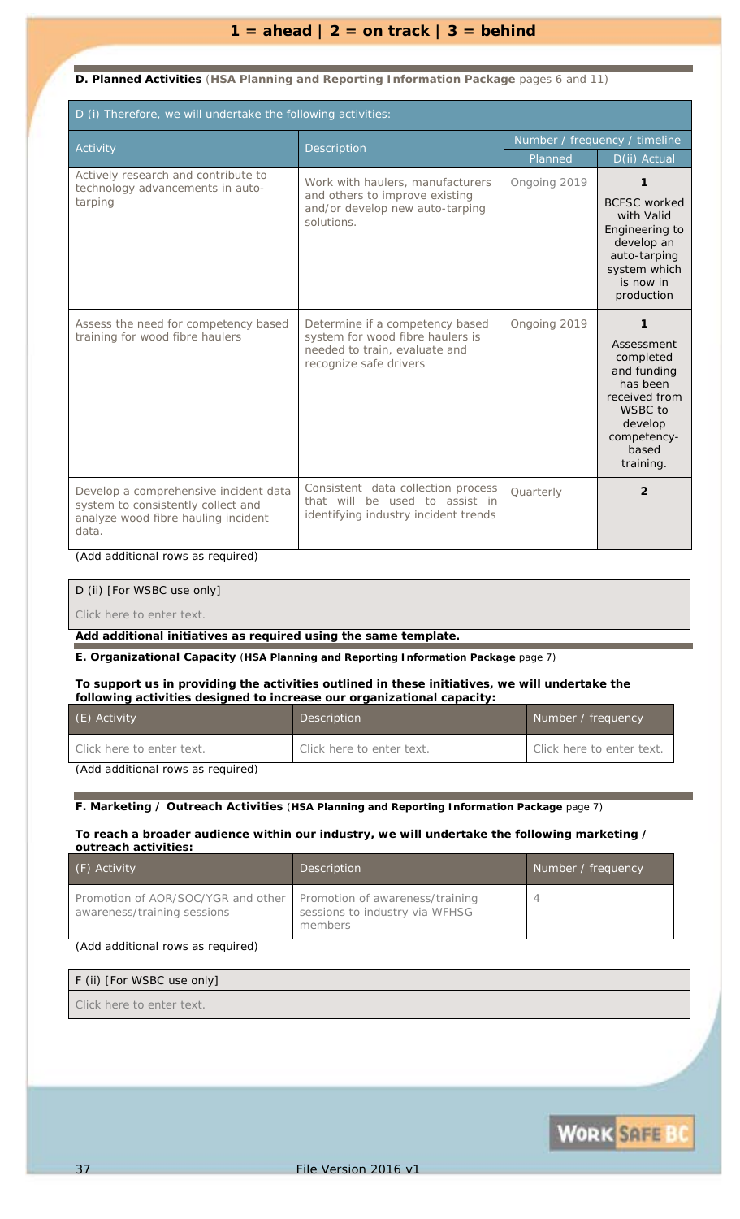**1 = ahead | 2 = on track | 3 = behind**

**D. Planned Activities** (**HSA Planning and Reporting Information Package** pages 6 and 11)

| D (i) Therefore, we will undertake the following activities: | | | |
|---|---|---|---|
| Activity | Description | Number / frequency / timeline | |
| | | Planned | D(ii) Actual |
| Actively research and contribute to technology advancements in auto-tarping | Work with haulers, manufacturers and others to improve existing and/or develop new auto-tarping solutions. | Ongoing 2019 | **1** BCFSC worked with Valid Engineering to develop an auto-tarping system which is now in production |
| Assess the need for competency based training for wood fibre haulers | Determine if a competency based system for wood fibre haulers is needed to train, evaluate and recognize safe drivers | Ongoing 2019 | **1** Assessment completed and funding has been received from WSBC to develop competency-based training. |
| Develop a comprehensive incident data system to consistently collect and analyze wood fibre hauling incident data. | Consistent data collection process that will be used to assist in identifying industry incident trends | Quarterly | **2** |

(Add additional rows as required)

| D (ii) [For WSBC use only] |
|---|
| Click here to enter text. |

**Add additional initiatives as required using the same template.**

**E. Organizational Capacity** (**HSA Planning and Reporting Information Package** page 7)

**To support us in providing the activities outlined in these initiatives, we will undertake the following activities designed to increase our organizational capacity:**

| (E) Activity | Description | Number / frequency |
|---|---|---|
| Click here to enter text. | Click here to enter text. | Click here to enter text. |

(Add additional rows as required)

**F. Marketing / Outreach Activities** (**HSA Planning and Reporting Information Package** page 7)

**To reach a broader audience within our industry, we will undertake the following marketing / outreach activities:**

| (F) Activity | Description | Number / frequency |
|---|---|---|
| Promotion of AOR/SOC/YGR and other awareness/training sessions | Promotion of awareness/training sessions to industry via WFHSG members | 4 |

(Add additional rows as required)

| F (ii) [For WSBC use only] |
|---|
| Click here to enter text. |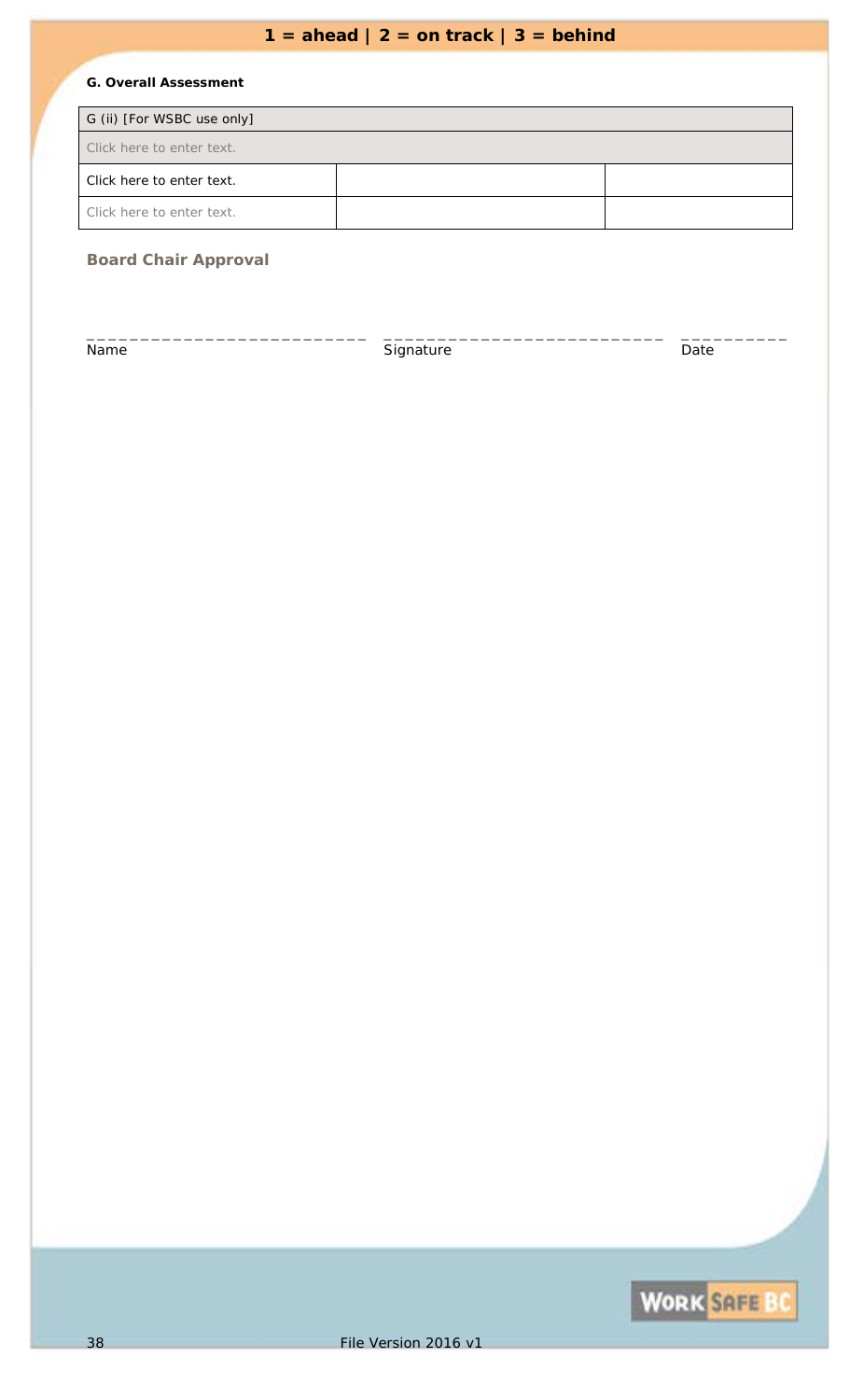**1 = ahead | 2 = on track | 3 = behind**

**G. Overall Assessment**

| G (ii) [For WSBC use only] | | |
|---|---|---|
| Click here to enter text. | | |
| Click here to enter text. | | |
| Click here to enter text. | | |

**Board Chair Approval**

_________________________ _________________________ __________

Name Signature Date

File Version 2016 v1